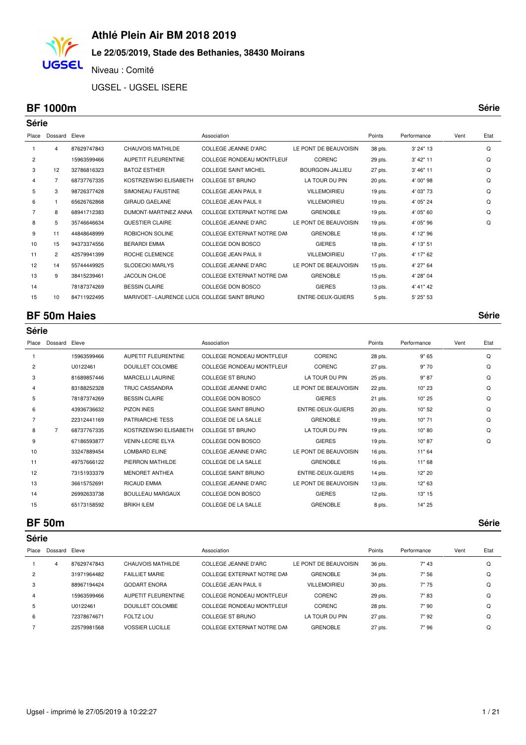# Athlé Plein Air BM 2018 2019

### Le 22/05/2019, Stade des Bethanies, 38430 Moirans

Niveau : Comité

UGSEL - UGSEL ISERE

## BF 1000m

Série

### Série

| Place | Dossard | Eleve | | Association | | Points | Performance | Vent | Etat |
|---|---|---|---|---|---|---|---|---|---|
| 1 | 4 | 87629747843 | CHAUVOIS MATHILDE | COLLEGE JEANNE D'ARC | LE PONT DE BEAUVOISIN | 38 pts. | 3' 24" 13 | | Q |
| 2 | | 15963599466 | AUPETIT FLEURENTINE | COLLEGE RONDEAU MONTFLEUF | CORENC | 29 pts. | 3' 42" 11 | | Q |
| 3 | 12 | 32786816323 | BATOZ ESTHER | COLLEGE SAINT MICHEL | BOURGOIN-JALLIEU | 27 pts. | 3' 46" 11 | | Q |
| 4 | 7 | 68737767335 | KOSTRZEWSKI ELISABETH | COLLEGE ST BRUNO | LA TOUR DU PIN | 20 pts. | 4' 00" 98 | | Q |
| 5 | 3 | 98726377428 | SIMONEAU FAUSTINE | COLLEGE JEAN PAUL II | VILLEMOIRIEU | 19 pts. | 4' 03" 73 | | Q |
| 6 | 1 | 65626762868 | GIRAUD GAELANE | COLLEGE JEAN PAUL II | VILLEMOIRIEU | 19 pts. | 4' 05" 24 | | Q |
| 7 | 8 | 68941712383 | DUMONT-MARTINEZ ANNA | COLLEGE EXTERNAT NOTRE DAM | GRENOBLE | 19 pts. | 4' 05" 60 | | Q |
| 8 | 5 | 35746646634 | QUESTIER CLAIRE | COLLEGE JEANNE D'ARC | LE PONT DE BEAUVOISIN | 19 pts. | 4' 05" 96 | | Q |
| 9 | 11 | 44848648999 | ROBICHON SOLINE | COLLEGE EXTERNAT NOTRE DAM | GRENOBLE | 18 pts. | 4' 12" 96 | | |
| 10 | 15 | 94373374556 | BERARDI EMMA | COLLEGE DON BOSCO | GIERES | 18 pts. | 4' 13" 51 | | |
| 11 | 2 | 42579941399 | ROCHE CLEMENCE | COLLEGE JEAN PAUL II | VILLEMOIRIEU | 17 pts. | 4' 17" 62 | | |
| 12 | 14 | 55744449925 | SLODECKI MARLYS | COLLEGE JEANNE D'ARC | LE PONT DE BEAUVOISIN | 15 pts. | 4' 27" 64 | | |
| 13 | 9 | 38415239461 | JACOLIN CHLOE | COLLEGE EXTERNAT NOTRE DAM | GRENOBLE | 15 pts. | 4' 28" 04 | | |
| 14 | | 78187374269 | BESSIN CLAIRE | COLLEGE DON BOSCO | GIERES | 13 pts. | 4' 41" 42 | | |
| 15 | 10 | 84711922495 | MARIVOET--LAURENCE LUCIL | COLLEGE SAINT BRUNO | ENTRE-DEUX-GUIERS | 5 pts. | 5' 25" 53 | | |

## BF 50m Haies

Série

### Série

| Place | Dossard | Eleve | | Association | | Points | Performance | Vent | Etat |
|---|---|---|---|---|---|---|---|---|---|
| 1 | | 15963599466 | AUPETIT FLEURENTINE | COLLEGE RONDEAU MONTFLEUF | CORENC | 28 pts. | 9" 65 | | Q |
| 2 | | U0122461 | DOUILLET COLOMBE | COLLEGE RONDEAU MONTFLEUF | CORENC | 27 pts. | 9" 70 | | Q |
| 3 | | 81689857446 | MARCELLI LAURINE | COLLEGE ST BRUNO | LA TOUR DU PIN | 25 pts. | 9" 87 | | Q |
| 4 | | 83188252328 | TRUC CASSANDRA | COLLEGE JEANNE D'ARC | LE PONT DE BEAUVOISIN | 22 pts. | 10" 23 | | Q |
| 5 | | 78187374269 | BESSIN CLAIRE | COLLEGE DON BOSCO | GIERES | 21 pts. | 10" 25 | | Q |
| 6 | | 43936736632 | PIZON INES | COLLEGE SAINT BRUNO | ENTRE-DEUX-GUIERS | 20 pts. | 10" 52 | | Q |
| 7 | | 22312441169 | PATRIARCHE TESS | COLLEGE DE LA SALLE | GRENOBLE | 19 pts. | 10" 71 | | Q |
| 8 | 7 | 68737767335 | KOSTRZEWSKI ELISABETH | COLLEGE ST BRUNO | LA TOUR DU PIN | 19 pts. | 10" 80 | | Q |
| 9 | | 67186593877 | VENIN-LECRE ELYA | COLLEGE DON BOSCO | GIERES | 19 pts. | 10" 87 | | Q |
| 10 | | 33247889454 | LOMBARD ELINE | COLLEGE JEANNE D'ARC | LE PONT DE BEAUVOISIN | 16 pts. | 11" 64 | | |
| 11 | | 49757666122 | PIERRON MATHILDE | COLLEGE DE LA SALLE | GRENOBLE | 16 pts. | 11" 68 | | |
| 12 | | 73151933379 | MENORET ANTHEA | COLLEGE SAINT BRUNO | ENTRE-DEUX-GUIERS | 14 pts. | 12" 20 | | |
| 13 | | 36615752691 | RICAUD EMMA | COLLEGE JEANNE D'ARC | LE PONT DE BEAUVOISIN | 13 pts. | 12" 63 | | |
| 14 | | 26992633738 | BOULLEAU MARGAUX | COLLEGE DON BOSCO | GIERES | 12 pts. | 13" 15 | | |
| 15 | | 65173158592 | BRIKH ILEM | COLLEGE DE LA SALLE | GRENOBLE | 8 pts. | 14" 25 | | |

## BF 50m

Série

### Série

| Place | Dossard | Eleve | | Association | | Points | Performance | Vent | Etat |
|---|---|---|---|---|---|---|---|---|---|
| 1 | 4 | 87629747843 | CHAUVOIS MATHILDE | COLLEGE JEANNE D'ARC | LE PONT DE BEAUVOISIN | 36 pts. | 7" 43 | | Q |
| 2 | | 31971964482 | FAILLIET MARIE | COLLEGE EXTERNAT NOTRE DAM | GRENOBLE | 34 pts. | 7" 56 | | Q |
| 3 | | 88967194424 | GODART ENORA | COLLEGE JEAN PAUL II | VILLEMOIRIEU | 30 pts. | 7" 75 | | Q |
| 4 | | 15963599466 | AUPETIT FLEURENTINE | COLLEGE RONDEAU MONTFLEUF | CORENC | 29 pts. | 7" 83 | | Q |
| 5 | | U0122461 | DOUILLET COLOMBE | COLLEGE RONDEAU MONTFLEUF | CORENC | 28 pts. | 7" 90 | | Q |
| 6 | | 72378674671 | FOLTZ LOU | COLLEGE ST BRUNO | LA TOUR DU PIN | 27 pts. | 7" 92 | | Q |
| 7 | | 22579981568 | VOSSIER LUCILLE | COLLEGE EXTERNAT NOTRE DAM | GRENOBLE | 27 pts. | 7" 96 | | Q |

Ugsel - imprimé le 27/05/2019 à 10:22:27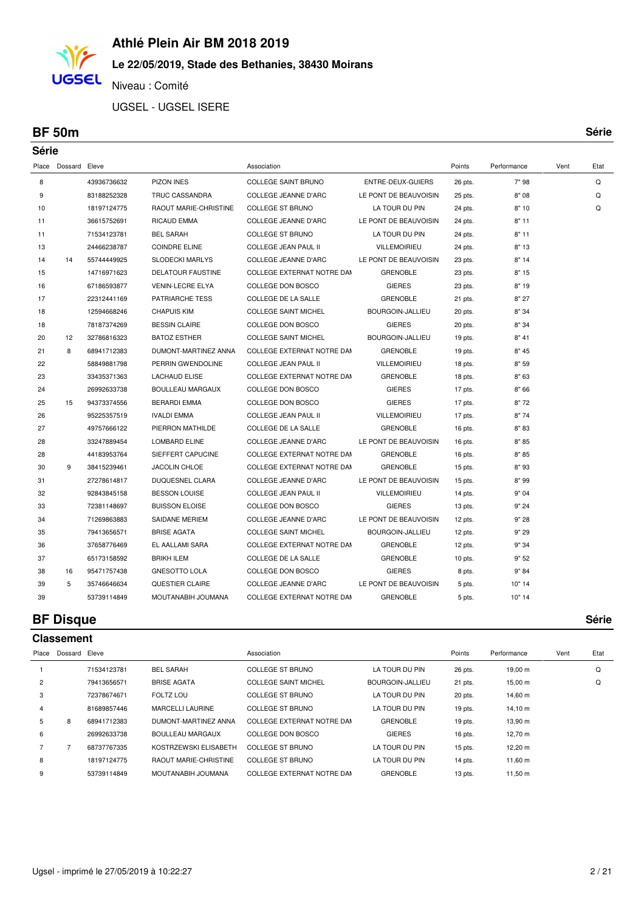# Athlé Plein Air BM 2018 2019

**Le 22/05/2019, Stade des Bethanies, 38430 Moirans**

Niveau : Comité

UGSEL - UGSEL ISERE

## BF 50m

Série

### Série

| Place | Dossard | Eleve | | Association | | Points | Performance | Vent | Etat |
|---|---|---|---|---|---|---|---|---|---|
| 8 | | 43936736632 | PIZON INES | COLLEGE SAINT BRUNO | ENTRE-DEUX-GUIERS | 26 pts. | 7" 98 | | Q |
| 9 | | 83188252328 | TRUC CASSANDRA | COLLEGE JEANNE D'ARC | LE PONT DE BEAUVOISIN | 25 pts. | 8" 08 | | Q |
| 10 | | 18197124775 | RAOUT MARIE-CHRISTINE | COLLEGE ST BRUNO | LA TOUR DU PIN | 24 pts. | 8" 10 | | Q |
| 11 | | 36615752691 | RICAUD EMMA | COLLEGE JEANNE D'ARC | LE PONT DE BEAUVOISIN | 24 pts. | 8" 11 | | |
| 11 | | 71534123781 | BEL SARAH | COLLEGE ST BRUNO | LA TOUR DU PIN | 24 pts. | 8" 11 | | |
| 13 | | 24466238787 | COINDRE ELINE | COLLEGE JEAN PAUL II | VILLEMOIRIEU | 24 pts. | 8" 13 | | |
| 14 | 14 | 55744449925 | SLODECKI MARLYS | COLLEGE JEANNE D'ARC | LE PONT DE BEAUVOISIN | 23 pts. | 8" 14 | | |
| 15 | | 14716971623 | DELATOUR FAUSTINE | COLLEGE EXTERNAT NOTRE DAM | GRENOBLE | 23 pts. | 8" 15 | | |
| 16 | | 67186593877 | VENIN-LECRE ELYA | COLLEGE DON BOSCO | GIERES | 23 pts. | 8" 19 | | |
| 17 | | 22312441169 | PATRIARCHE TESS | COLLEGE DE LA SALLE | GRENOBLE | 21 pts. | 8" 27 | | |
| 18 | | 12594668246 | CHAPUIS KIM | COLLEGE SAINT MICHEL | BOURGOIN-JALLIEU | 20 pts. | 8" 34 | | |
| 18 | | 78187374269 | BESSIN CLAIRE | COLLEGE DON BOSCO | GIERES | 20 pts. | 8" 34 | | |
| 20 | 12 | 32786816323 | BATOZ ESTHER | COLLEGE SAINT MICHEL | BOURGOIN-JALLIEU | 19 pts. | 8" 41 | | |
| 21 | 8 | 68941712383 | DUMONT-MARTINEZ ANNA | COLLEGE EXTERNAT NOTRE DAM | GRENOBLE | 19 pts. | 8" 45 | | |
| 22 | | 58849881798 | PERRIN GWENDOLINE | COLLEGE JEAN PAUL II | VILLEMOIRIEU | 18 pts. | 8" 59 | | |
| 23 | | 33435371363 | LACHAUD ELISE | COLLEGE EXTERNAT NOTRE DAM | GRENOBLE | 18 pts. | 8" 63 | | |
| 24 | | 26992633738 | BOULLEAU MARGAUX | COLLEGE DON BOSCO | GIERES | 17 pts. | 8" 66 | | |
| 25 | 15 | 94373374556 | BERARDI EMMA | COLLEGE DON BOSCO | GIERES | 17 pts. | 8" 72 | | |
| 26 | | 95225357519 | IVALDI EMMA | COLLEGE JEAN PAUL II | VILLEMOIRIEU | 17 pts. | 8" 74 | | |
| 27 | | 49757666122 | PIERRON MATHILDE | COLLEGE DE LA SALLE | GRENOBLE | 16 pts. | 8" 83 | | |
| 28 | | 33247889454 | LOMBARD ELINE | COLLEGE JEANNE D'ARC | LE PONT DE BEAUVOISIN | 16 pts. | 8" 85 | | |
| 28 | | 44183953764 | SIEFFERT CAPUCINE | COLLEGE EXTERNAT NOTRE DAM | GRENOBLE | 16 pts. | 8" 85 | | |
| 30 | 9 | 38415239461 | JACOLIN CHLOE | COLLEGE EXTERNAT NOTRE DAM | GRENOBLE | 15 pts. | 8" 93 | | |
| 31 | | 27278614817 | DUQUESNEL CLARA | COLLEGE JEANNE D'ARC | LE PONT DE BEAUVOISIN | 15 pts. | 8" 99 | | |
| 32 | | 92843845158 | BESSON LOUISE | COLLEGE JEAN PAUL II | VILLEMOIRIEU | 14 pts. | 9" 04 | | |
| 33 | | 72381148697 | BUISSON ELOISE | COLLEGE DON BOSCO | GIERES | 13 pts. | 9" 24 | | |
| 34 | | 71269863883 | SAIDANE MERIEM | COLLEGE JEANNE D'ARC | LE PONT DE BEAUVOISIN | 12 pts. | 9" 28 | | |
| 35 | | 79413656571 | BRISE AGATA | COLLEGE SAINT MICHEL | BOURGOIN-JALLIEU | 12 pts. | 9" 29 | | |
| 36 | | 37658776469 | EL AALLAMI SARA | COLLEGE EXTERNAT NOTRE DAM | GRENOBLE | 12 pts. | 9" 34 | | |
| 37 | | 65173158592 | BRIKH ILEM | COLLEGE DE LA SALLE | GRENOBLE | 10 pts. | 9" 52 | | |
| 38 | 16 | 95471757438 | GNESOTTO LOLA | COLLEGE DON BOSCO | GIERES | 8 pts. | 9" 84 | | |
| 39 | 5 | 35746646634 | QUESTIER CLAIRE | COLLEGE JEANNE D'ARC | LE PONT DE BEAUVOISIN | 5 pts. | 10" 14 | | |
| 39 | | 53739114849 | MOUTANABIH JOUMANA | COLLEGE EXTERNAT NOTRE DAM | GRENOBLE | 5 pts. | 10" 14 | | |

## BF Disque

Série

### Classement

| Place | Dossard | Eleve | | Association | | Points | Performance | Vent | Etat |
|---|---|---|---|---|---|---|---|---|---|
| 1 | | 71534123781 | BEL SARAH | COLLEGE ST BRUNO | LA TOUR DU PIN | 26 pts. | 19,00 m | | Q |
| 2 | | 79413656571 | BRISE AGATA | COLLEGE SAINT MICHEL | BOURGOIN-JALLIEU | 21 pts. | 15,00 m | | Q |
| 3 | | 72378674671 | FOLTZ LOU | COLLEGE ST BRUNO | LA TOUR DU PIN | 20 pts. | 14,60 m | | |
| 4 | | 81689857446 | MARCELLI LAURINE | COLLEGE ST BRUNO | LA TOUR DU PIN | 19 pts. | 14,10 m | | |
| 5 | 8 | 68941712383 | DUMONT-MARTINEZ ANNA | COLLEGE EXTERNAT NOTRE DAM | GRENOBLE | 19 pts. | 13,90 m | | |
| 6 | | 26992633738 | BOULLEAU MARGAUX | COLLEGE DON BOSCO | GIERES | 16 pts. | 12,70 m | | |
| 7 | 7 | 68737767335 | KOSTRZEWSKI ELISABETH | COLLEGE ST BRUNO | LA TOUR DU PIN | 15 pts. | 12,20 m | | |
| 8 | | 18197124775 | RAOUT MARIE-CHRISTINE | COLLEGE ST BRUNO | LA TOUR DU PIN | 14 pts. | 11,60 m | | |
| 9 | | 53739114849 | MOUTANABIH JOUMANA | COLLEGE EXTERNAT NOTRE DAM | GRENOBLE | 13 pts. | 11,50 m | | |

Ugsel - imprimé le 27/05/2019 à 10:22:27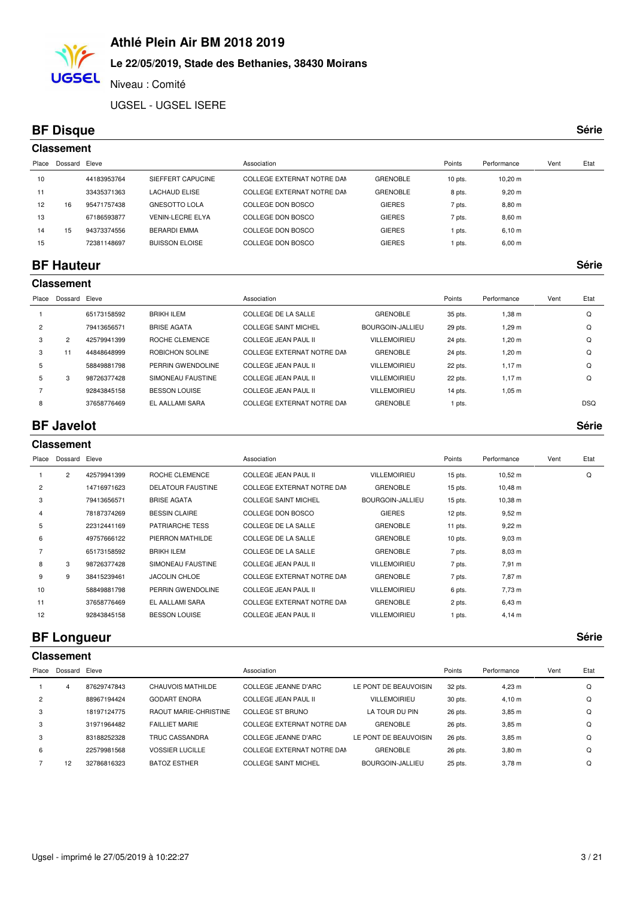# Athlé Plein Air BM 2018 2019

**Le 22/05/2019, Stade des Bethanies, 38430 Moirans**

Niveau : Comité

UGSEL - UGSEL ISERE

## BF Disque

Série

### Classement

| Place | Dossard | Eleve | | Association | | Points | Performance | Vent | Etat |
|---|---|---|---|---|---|---|---|---|---|
| 10 | | 44183953764 | SIEFFERT CAPUCINE | COLLEGE EXTERNAT NOTRE DAI | GRENOBLE | 10 pts. | 10,20 m | | |
| 11 | | 33435371363 | LACHAUD ELISE | COLLEGE EXTERNAT NOTRE DAI | GRENOBLE | 8 pts. | 9,20 m | | |
| 12 | 16 | 95471757438 | GNESOTTO LOLA | COLLEGE DON BOSCO | GIERES | 7 pts. | 8,80 m | | |
| 13 | | 67186593877 | VENIN-LECRE ELYA | COLLEGE DON BOSCO | GIERES | 7 pts. | 8,60 m | | |
| 14 | 15 | 94373374556 | BERARDI EMMA | COLLEGE DON BOSCO | GIERES | 1 pts. | 6,10 m | | |
| 15 | | 72381148697 | BUISSON ELOISE | COLLEGE DON BOSCO | GIERES | 1 pts. | 6,00 m | | |

## BF Hauteur

Série

### Classement

| Place | Dossard | Eleve | | Association | | Points | Performance | Vent | Etat |
|---|---|---|---|---|---|---|---|---|---|
| 1 | | 65173158592 | BRIKH ILEM | COLLEGE DE LA SALLE | GRENOBLE | 35 pts. | 1,38 m | | Q |
| 2 | | 79413656571 | BRISE AGATA | COLLEGE SAINT MICHEL | BOURGOIN-JALLIEU | 29 pts. | 1,29 m | | Q |
| 3 | 2 | 42579941399 | ROCHE CLEMENCE | COLLEGE JEAN PAUL II | VILLEMOIRIEU | 24 pts. | 1,20 m | | Q |
| 3 | 11 | 44848648999 | ROBICHON SOLINE | COLLEGE EXTERNAT NOTRE DAI | GRENOBLE | 24 pts. | 1,20 m | | Q |
| 5 | | 58849881798 | PERRIN GWENDOLINE | COLLEGE JEAN PAUL II | VILLEMOIRIEU | 22 pts. | 1,17 m | | Q |
| 5 | 3 | 98726377428 | SIMONEAU FAUSTINE | COLLEGE JEAN PAUL II | VILLEMOIRIEU | 22 pts. | 1,17 m | | Q |
| 7 | | 92843845158 | BESSON LOUISE | COLLEGE JEAN PAUL II | VILLEMOIRIEU | 14 pts. | 1,05 m | | |
| 8 | | 37658776469 | EL AALLAMI SARA | COLLEGE EXTERNAT NOTRE DAI | GRENOBLE | 1 pts. | | | DSQ |

## BF Javelot

Série

### Classement

| Place | Dossard | Eleve | | Association | | Points | Performance | Vent | Etat |
|---|---|---|---|---|---|---|---|---|---|
| 1 | 2 | 42579941399 | ROCHE CLEMENCE | COLLEGE JEAN PAUL II | VILLEMOIRIEU | 15 pts. | 10,52 m | | Q |
| 2 | | 14716971623 | DELATOUR FAUSTINE | COLLEGE EXTERNAT NOTRE DAI | GRENOBLE | 15 pts. | 10,48 m | | |
| 3 | | 79413656571 | BRISE AGATA | COLLEGE SAINT MICHEL | BOURGOIN-JALLIEU | 15 pts. | 10,38 m | | |
| 4 | | 78187374269 | BESSIN CLAIRE | COLLEGE DON BOSCO | GIERES | 12 pts. | 9,52 m | | |
| 5 | | 22312441169 | PATRIARCHE TESS | COLLEGE DE LA SALLE | GRENOBLE | 11 pts. | 9,22 m | | |
| 6 | | 49757666122 | PIERRON MATHILDE | COLLEGE DE LA SALLE | GRENOBLE | 10 pts. | 9,03 m | | |
| 7 | | 65173158592 | BRIKH ILEM | COLLEGE DE LA SALLE | GRENOBLE | 7 pts. | 8,03 m | | |
| 8 | 3 | 98726377428 | SIMONEAU FAUSTINE | COLLEGE JEAN PAUL II | VILLEMOIRIEU | 7 pts. | 7,91 m | | |
| 9 | 9 | 38415239461 | JACOLIN CHLOE | COLLEGE EXTERNAT NOTRE DAI | GRENOBLE | 7 pts. | 7,87 m | | |
| 10 | | 58849881798 | PERRIN GWENDOLINE | COLLEGE JEAN PAUL II | VILLEMOIRIEU | 6 pts. | 7,73 m | | |
| 11 | | 37658776469 | EL AALLAMI SARA | COLLEGE EXTERNAT NOTRE DAI | GRENOBLE | 2 pts. | 6,43 m | | |
| 12 | | 92843845158 | BESSON LOUISE | COLLEGE JEAN PAUL II | VILLEMOIRIEU | 1 pts. | 4,14 m | | |

## BF Longueur

Série

### Classement

| Place | Dossard | Eleve | | Association | | Points | Performance | Vent | Etat |
|---|---|---|---|---|---|---|---|---|---|
| 1 | 4 | 87629747843 | CHAUVOIS MATHILDE | COLLEGE JEANNE D'ARC | LE PONT DE BEAUVOISIN | 32 pts. | 4,23 m | | Q |
| 2 | | 88967194424 | GODART ENORA | COLLEGE JEAN PAUL II | VILLEMOIRIEU | 30 pts. | 4,10 m | | Q |
| 3 | | 18197124775 | RAOUT MARIE-CHRISTINE | COLLEGE ST BRUNO | LA TOUR DU PIN | 26 pts. | 3,85 m | | Q |
| 3 | | 31971964482 | FAILLIET MARIE | COLLEGE EXTERNAT NOTRE DAI | GRENOBLE | 26 pts. | 3,85 m | | Q |
| 3 | | 83188252328 | TRUC CASSANDRA | COLLEGE JEANNE D'ARC | LE PONT DE BEAUVOISIN | 26 pts. | 3,85 m | | Q |
| 6 | | 22579981568 | VOSSIER LUCILLE | COLLEGE EXTERNAT NOTRE DAI | GRENOBLE | 26 pts. | 3,80 m | | Q |
| 7 | 12 | 32786816323 | BATOZ ESTHER | COLLEGE SAINT MICHEL | BOURGOIN-JALLIEU | 25 pts. | 3,78 m | | Q |

Ugsel - imprimé le 27/05/2019 à 10:22:27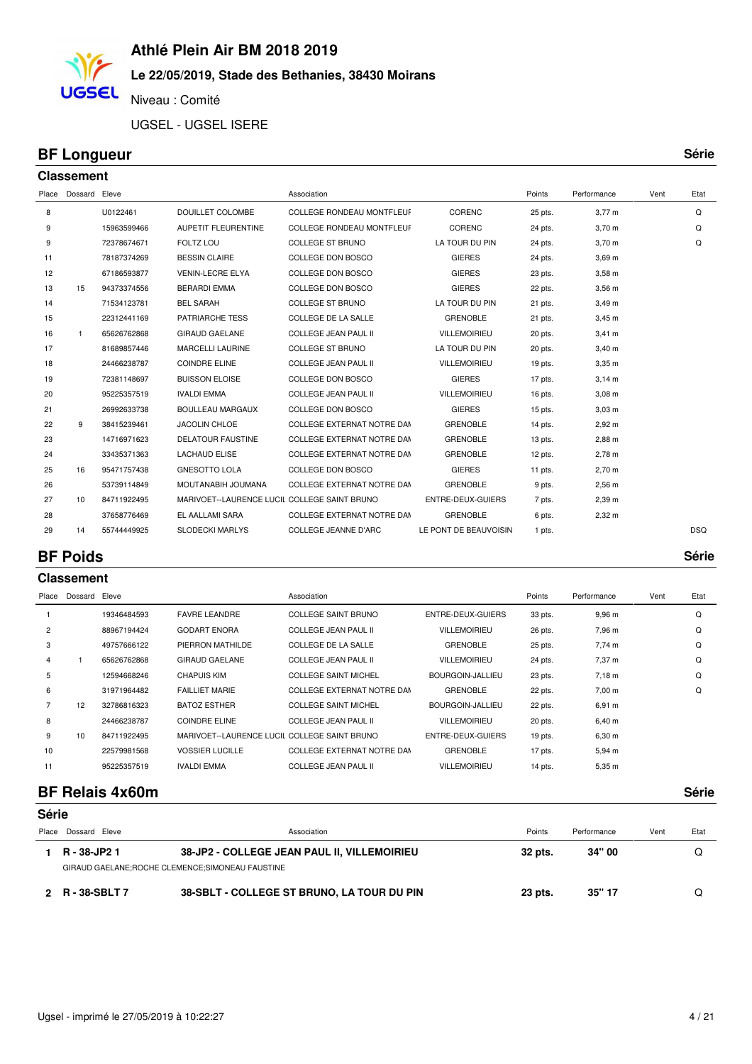# Athlé Plein Air BM 2018 2019

**Le 22/05/2019, Stade des Bethanies, 38430 Moirans**

Niveau : Comité

UGSEL - UGSEL ISERE

## BF Longueur

**Série**

### Classement

| Place | Dossard | Eleve | | Association | | Points | Performance | Vent | Etat |
|---|---|---|---|---|---|---|---|---|---|
| 8 | | U0122461 | DOUILLET COLOMBE | COLLEGE RONDEAU MONTFLEUR | CORENC | 25 pts. | 3,77 m | | Q |
| 9 | | 15963599466 | AUPETIT FLEURENTINE | COLLEGE RONDEAU MONTFLEUR | CORENC | 24 pts. | 3,70 m | | Q |
| 9 | | 72378674671 | FOLTZ LOU | COLLEGE ST BRUNO | LA TOUR DU PIN | 24 pts. | 3,70 m | | Q |
| 11 | | 78187374269 | BESSIN CLAIRE | COLLEGE DON BOSCO | GIERES | 24 pts. | 3,69 m | | |
| 12 | | 67186593877 | VENIN-LECRE ELYA | COLLEGE DON BOSCO | GIERES | 23 pts. | 3,58 m | | |
| 13 | 15 | 94373374556 | BERARDI EMMA | COLLEGE DON BOSCO | GIERES | 22 pts. | 3,56 m | | |
| 14 | | 71534123781 | BEL SARAH | COLLEGE ST BRUNO | LA TOUR DU PIN | 21 pts. | 3,49 m | | |
| 15 | | 22312441169 | PATRIARCHE TESS | COLLEGE DE LA SALLE | GRENOBLE | 21 pts. | 3,45 m | | |
| 16 | 1 | 65626762868 | GIRAUD GAELANE | COLLEGE JEAN PAUL II | VILLEMOIRIEU | 20 pts. | 3,41 m | | |
| 17 | | 81689857446 | MARCELLI LAURINE | COLLEGE ST BRUNO | LA TOUR DU PIN | 20 pts. | 3,40 m | | |
| 18 | | 24466238787 | COINDRE ELINE | COLLEGE JEAN PAUL II | VILLEMOIRIEU | 19 pts. | 3,35 m | | |
| 19 | | 72381148697 | BUISSON ELOISE | COLLEGE DON BOSCO | GIERES | 17 pts. | 3,14 m | | |
| 20 | | 95225357519 | IVALDI EMMA | COLLEGE JEAN PAUL II | VILLEMOIRIEU | 16 pts. | 3,08 m | | |
| 21 | | 26992633738 | BOULLEAU MARGAUX | COLLEGE DON BOSCO | GIERES | 15 pts. | 3,03 m | | |
| 22 | 9 | 38415239461 | JACOLIN CHLOE | COLLEGE EXTERNAT NOTRE DAM | GRENOBLE | 14 pts. | 2,92 m | | |
| 23 | | 14716971623 | DELATOUR FAUSTINE | COLLEGE EXTERNAT NOTRE DAM | GRENOBLE | 13 pts. | 2,88 m | | |
| 24 | | 33435371363 | LACHAUD ELISE | COLLEGE EXTERNAT NOTRE DAM | GRENOBLE | 12 pts. | 2,78 m | | |
| 25 | 16 | 95471757438 | GNESOTTO LOLA | COLLEGE DON BOSCO | GIERES | 11 pts. | 2,70 m | | |
| 26 | | 53739114849 | MOUTANABIH JOUMANA | COLLEGE EXTERNAT NOTRE DAM | GRENOBLE | 9 pts. | 2,56 m | | |
| 27 | 10 | 84711922495 | MARIVOET--LAURENCE LUCIL | COLLEGE SAINT BRUNO | ENTRE-DEUX-GUIERS | 7 pts. | 2,39 m | | |
| 28 | | 37658776469 | EL AALLAMI SARA | COLLEGE EXTERNAT NOTRE DAM | GRENOBLE | 6 pts. | 2,32 m | | |
| 29 | 14 | 55744449925 | SLODECKI MARLYS | COLLEGE JEANNE D'ARC | LE PONT DE BEAUVOISIN | 1 pts. | | | DSQ |

## BF Poids

**Série**

### Classement

| Place | Dossard | Eleve | | Association | | Points | Performance | Vent | Etat |
|---|---|---|---|---|---|---|---|---|---|
| 1 | | 19346484593 | FAVRE LEANDRE | COLLEGE SAINT BRUNO | ENTRE-DEUX-GUIERS | 33 pts. | 9,96 m | | Q |
| 2 | | 88967194424 | GODART ENORA | COLLEGE JEAN PAUL II | VILLEMOIRIEU | 26 pts. | 7,96 m | | Q |
| 3 | | 49757666122 | PIERRON MATHILDE | COLLEGE DE LA SALLE | GRENOBLE | 25 pts. | 7,74 m | | Q |
| 4 | 1 | 65626762868 | GIRAUD GAELANE | COLLEGE JEAN PAUL II | VILLEMOIRIEU | 24 pts. | 7,37 m | | Q |
| 5 | | 12594668246 | CHAPUIS KIM | COLLEGE SAINT MICHEL | BOURGOIN-JALLIEU | 23 pts. | 7,18 m | | Q |
| 6 | | 31971964482 | FAILLIET MARIE | COLLEGE EXTERNAT NOTRE DAM | GRENOBLE | 22 pts. | 7,00 m | | Q |
| 7 | 12 | 32786816323 | BATOZ ESTHER | COLLEGE SAINT MICHEL | BOURGOIN-JALLIEU | 22 pts. | 6,91 m | | |
| 8 | | 24466238787 | COINDRE ELINE | COLLEGE JEAN PAUL II | VILLEMOIRIEU | 20 pts. | 6,40 m | | |
| 9 | 10 | 84711922495 | MARIVOET--LAURENCE LUCIL | COLLEGE SAINT BRUNO | ENTRE-DEUX-GUIERS | 19 pts. | 6,30 m | | |
| 10 | | 22579981568 | VOSSIER LUCILLE | COLLEGE EXTERNAT NOTRE DAM | GRENOBLE | 17 pts. | 5,94 m | | |
| 11 | | 95225357519 | IVALDI EMMA | COLLEGE JEAN PAUL II | VILLEMOIRIEU | 14 pts. | 5,35 m | | |

## BF Relais 4x60m

**Série**

### Série

| Place | Dossard Eleve | Association | Points | Performance | Vent | Etat |
|---|---|---|---|---|---|---|
| **1** | **R - 38-JP2 1** | **38-JP2 - COLLEGE JEAN PAUL II, VILLEMOIRIEU** | **32 pts.** | **34" 00** | | Q |
| | GIRAUD GAELANE;ROCHE CLEMENCE;SIMONEAU FAUSTINE | | | | | |
| **2** | **R - 38-SBLT 7** | **38-SBLT - COLLEGE ST BRUNO, LA TOUR DU PIN** | **23 pts.** | **35" 17** | | Q |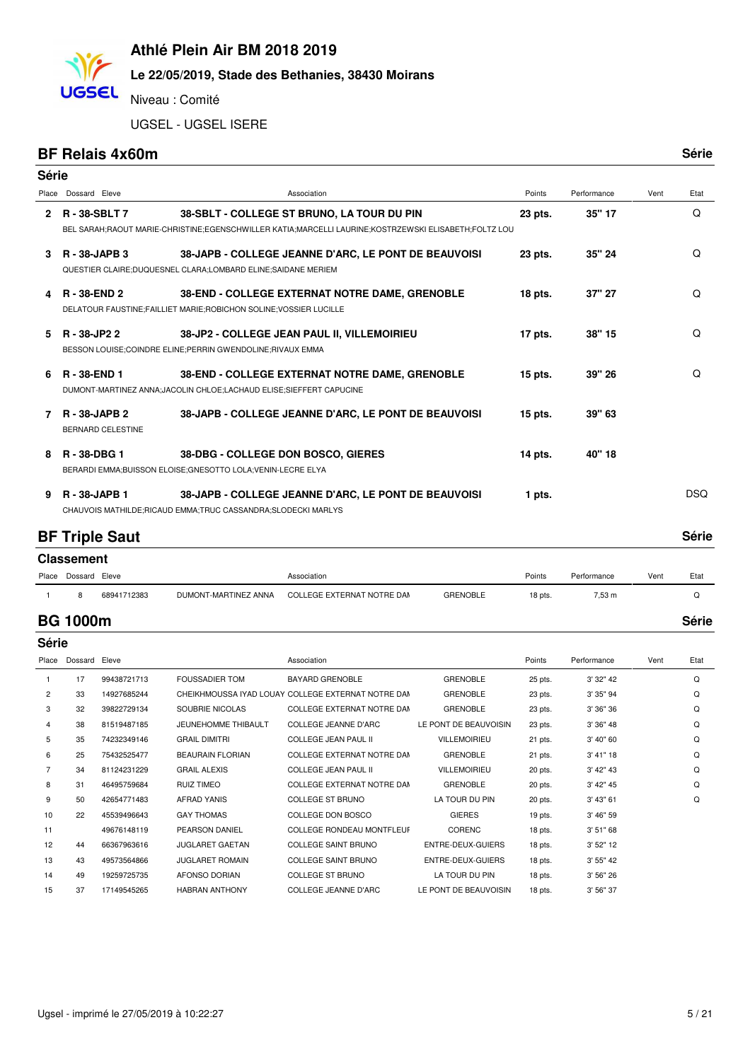# Athlé Plein Air BM 2018 2019

**Le 22/05/2019, Stade des Bethanies, 38430 Moirans**

Niveau : Comité

UGSEL - UGSEL ISERE

## BF Relais 4x60m

**Série**

### Série

| Place | Dossard | Eleve | Association | Points | Performance | Vent | Etat |
|---|---|---|---|---|---|---|---|
| 2 | R - 38-SBLT 7 | BEL SARAH;RAOUT MARIE-CHRISTINE;EGENSCHWILLER KATIA;MARCELLI LAURINE;KOSTRZEWSKI ELISABETH;FOLTZ LOU | 38-SBLT - COLLEGE ST BRUNO, LA TOUR DU PIN | 23 pts. | 35'' 17 | | Q |
| 3 | R - 38-JAPB 3 | QUESTIER CLAIRE;DUQUESNEL CLARA;LOMBARD ELINE;SAIDANE MERIEM | 38-JAPB - COLLEGE JEANNE D'ARC, LE PONT DE BEAUVOISI | 23 pts. | 35'' 24 | | Q |
| 4 | R - 38-END 2 | DELATOUR FAUSTINE;FAILLIET MARIE;ROBICHON SOLINE;VOSSIER LUCILLE | 38-END - COLLEGE EXTERNAT NOTRE DAME, GRENOBLE | 18 pts. | 37'' 27 | | Q |
| 5 | R - 38-JP2 2 | BESSON LOUISE;COINDRE ELINE;PERRIN GWENDOLINE;RIVAUX EMMA | 38-JP2 - COLLEGE JEAN PAUL II, VILLEMOIRIEU | 17 pts. | 38'' 15 | | Q |
| 6 | R - 38-END 1 | DUMONT-MARTINEZ ANNA;JACOLIN CHLOE;LACHAUD ELISE;SIEFFERT CAPUCINE | 38-END - COLLEGE EXTERNAT NOTRE DAME, GRENOBLE | 15 pts. | 39'' 26 | | Q |
| 7 | R - 38-JAPB 2 | BERNARD CELESTINE | 38-JAPB - COLLEGE JEANNE D'ARC, LE PONT DE BEAUVOISI | 15 pts. | 39'' 63 | | |
| 8 | R - 38-DBG 1 | BERARDI EMMA;BUISSON ELOISE;GNESOTTO LOLA;VENIN-LECRE ELYA | 38-DBG - COLLEGE DON BOSCO, GIERES | 14 pts. | 40'' 18 | | |
| 9 | R - 38-JAPB 1 | CHAUVOIS MATHILDE;RICAUD EMMA;TRUC CASSANDRA;SLODECKI MARLYS | 38-JAPB - COLLEGE JEANNE D'ARC, LE PONT DE BEAUVOISI | 1 pts. | | | DSQ |

## BF Triple Saut

**Série**

### Classement

| Place | Dossard | Eleve | | Association | | Points | Performance | Vent | Etat |
|---|---|---|---|---|---|---|---|---|---|
| 1 | 8 | 68941712383 | DUMONT-MARTINEZ ANNA | COLLEGE EXTERNAT NOTRE DAM | GRENOBLE | 18 pts. | 7,53 m | | Q |

## BG 1000m

**Série**

### Série

| Place | Dossard | Eleve | | Association | | Points | Performance | Vent | Etat |
|---|---|---|---|---|---|---|---|---|---|
| 1 | 17 | 99438721713 | FOUSSADIER TOM | BAYARD GRENOBLE | GRENOBLE | 25 pts. | 3' 32'' 42 | | Q |
| 2 | 33 | 14927685244 | CHEIKHMOUSSA IYAD LOUAY | COLLEGE EXTERNAT NOTRE DAM | GRENOBLE | 23 pts. | 3' 35'' 94 | | Q |
| 3 | 32 | 39822729134 | SOUBRIE NICOLAS | COLLEGE EXTERNAT NOTRE DAM | GRENOBLE | 23 pts. | 3' 36'' 36 | | Q |
| 4 | 38 | 81519487185 | JEUNEHOMME THIBAULT | COLLEGE JEANNE D'ARC | LE PONT DE BEAUVOISIN | 23 pts. | 3' 36'' 48 | | Q |
| 5 | 35 | 74232349146 | GRAIL DIMITRI | COLLEGE JEAN PAUL II | VILLEMOIRIEU | 21 pts. | 3' 40'' 60 | | Q |
| 6 | 25 | 75432525477 | BEAURAIN FLORIAN | COLLEGE EXTERNAT NOTRE DAM | GRENOBLE | 21 pts. | 3' 41'' 18 | | Q |
| 7 | 34 | 81124231229 | GRAIL ALEXIS | COLLEGE JEAN PAUL II | VILLEMOIRIEU | 20 pts. | 3' 42'' 43 | | Q |
| 8 | 31 | 46495759684 | RUIZ TIMEO | COLLEGE EXTERNAT NOTRE DAM | GRENOBLE | 20 pts. | 3' 42'' 45 | | Q |
| 9 | 50 | 42654771483 | AFRAD YANIS | COLLEGE ST BRUNO | LA TOUR DU PIN | 20 pts. | 3' 43'' 61 | | Q |
| 10 | 22 | 45539496643 | GAY THOMAS | COLLEGE DON BOSCO | GIERES | 19 pts. | 3' 46'' 59 | | |
| 11 | | 49676148119 | PEARSON DANIEL | COLLEGE RONDEAU MONTFLEUR | CORENC | 18 pts. | 3' 51'' 68 | | |
| 12 | 44 | 66367963616 | JUGLARET GAETAN | COLLEGE SAINT BRUNO | ENTRE-DEUX-GUIERS | 18 pts. | 3' 52'' 12 | | |
| 13 | 43 | 49573564866 | JUGLARET ROMAIN | COLLEGE SAINT BRUNO | ENTRE-DEUX-GUIERS | 18 pts. | 3' 55'' 42 | | |
| 14 | 49 | 19259725735 | AFONSO DORIAN | COLLEGE ST BRUNO | LA TOUR DU PIN | 18 pts. | 3' 56'' 26 | | |
| 15 | 37 | 17149545265 | HABRAN ANTHONY | COLLEGE JEANNE D'ARC | LE PONT DE BEAUVOISIN | 18 pts. | 3' 56'' 37 | | |

Ugsel - imprimé le 27/05/2019 à 10:22:27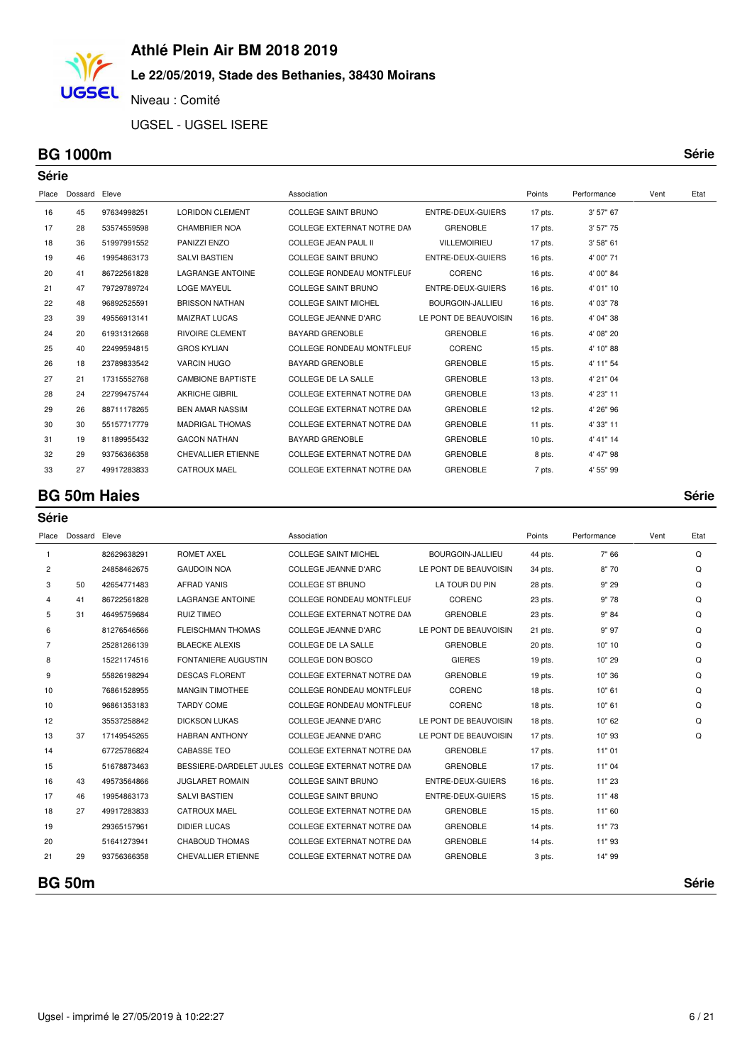# Athlé Plein Air BM 2018 2019

### Le 22/05/2019, Stade des Bethanies, 38430 Moirans

Niveau : Comité

UGSEL - UGSEL ISERE

## BG 1000m

Série

### Série

| Place | Dossard | Eleve | | Association | | Points | Performance | Vent | Etat |
|---|---|---|---|---|---|---|---|---|---|
| 16 | 45 | 97634998251 | LORIDON CLEMENT | COLLEGE SAINT BRUNO | ENTRE-DEUX-GUIERS | 17 pts. | 3' 57" 67 | | |
| 17 | 28 | 53574559598 | CHAMBRIER NOA | COLLEGE EXTERNAT NOTRE DAI | GRENOBLE | 17 pts. | 3' 57" 75 | | |
| 18 | 36 | 51997991552 | PANIZZI ENZO | COLLEGE JEAN PAUL II | VILLEMOIRIEU | 17 pts. | 3' 58" 61 | | |
| 19 | 46 | 19954863173 | SALVI BASTIEN | COLLEGE SAINT BRUNO | ENTRE-DEUX-GUIERS | 16 pts. | 4' 00" 71 | | |
| 20 | 41 | 86722561828 | LAGRANGE ANTOINE | COLLEGE RONDEAU MONTFLEUI | CORENC | 16 pts. | 4' 00" 84 | | |
| 21 | 47 | 79729789724 | LOGE MAYEUL | COLLEGE SAINT BRUNO | ENTRE-DEUX-GUIERS | 16 pts. | 4' 01" 10 | | |
| 22 | 48 | 96892525591 | BRISSON NATHAN | COLLEGE SAINT MICHEL | BOURGOIN-JALLIEU | 16 pts. | 4' 03" 78 | | |
| 23 | 39 | 49556913141 | MAIZRAT LUCAS | COLLEGE JEANNE D'ARC | LE PONT DE BEAUVOISIN | 16 pts. | 4' 04" 38 | | |
| 24 | 20 | 61931312668 | RIVOIRE CLEMENT | BAYARD GRENOBLE | GRENOBLE | 16 pts. | 4' 08" 20 | | |
| 25 | 40 | 22499594815 | GROS KYLIAN | COLLEGE RONDEAU MONTFLEUI | CORENC | 15 pts. | 4' 10" 88 | | |
| 26 | 18 | 23789833542 | VARCIN HUGO | BAYARD GRENOBLE | GRENOBLE | 15 pts. | 4' 11" 54 | | |
| 27 | 21 | 17315552768 | CAMBIONE BAPTISTE | COLLEGE DE LA SALLE | GRENOBLE | 13 pts. | 4' 21" 04 | | |
| 28 | 24 | 22799475744 | AKRICHE GIBRIL | COLLEGE EXTERNAT NOTRE DAI | GRENOBLE | 13 pts. | 4' 23" 11 | | |
| 29 | 26 | 88711178265 | BEN AMAR NASSIM | COLLEGE EXTERNAT NOTRE DAI | GRENOBLE | 12 pts. | 4' 26" 96 | | |
| 30 | 30 | 55157717779 | MADRIGAL THOMAS | COLLEGE EXTERNAT NOTRE DAI | GRENOBLE | 11 pts. | 4' 33" 11 | | |
| 31 | 19 | 81189955432 | GACON NATHAN | BAYARD GRENOBLE | GRENOBLE | 10 pts. | 4' 41" 14 | | |
| 32 | 29 | 93756366358 | CHEVALLIER ETIENNE | COLLEGE EXTERNAT NOTRE DAI | GRENOBLE | 8 pts. | 4' 47" 98 | | |
| 33 | 27 | 49917283833 | CATROUX MAEL | COLLEGE EXTERNAT NOTRE DAI | GRENOBLE | 7 pts. | 4' 55" 99 | | |

## BG 50m Haies

Série

### Série

| Place | Dossard | Eleve | | Association | | Points | Performance | Vent | Etat |
|---|---|---|---|---|---|---|---|---|---|
| 1 | | 82629638291 | ROMET AXEL | COLLEGE SAINT MICHEL | BOURGOIN-JALLIEU | 44 pts. | 7" 66 | | Q |
| 2 | | 24858462675 | GAUDOIN NOA | COLLEGE JEANNE D'ARC | LE PONT DE BEAUVOISIN | 34 pts. | 8" 70 | | Q |
| 3 | 50 | 42654771483 | AFRAD YANIS | COLLEGE ST BRUNO | LA TOUR DU PIN | 28 pts. | 9" 29 | | Q |
| 4 | 41 | 86722561828 | LAGRANGE ANTOINE | COLLEGE RONDEAU MONTFLEUI | CORENC | 23 pts. | 9" 78 | | Q |
| 5 | 31 | 46495759684 | RUIZ TIMEO | COLLEGE EXTERNAT NOTRE DAI | GRENOBLE | 23 pts. | 9" 84 | | Q |
| 6 | | 81276546566 | FLEISCHMAN THOMAS | COLLEGE JEANNE D'ARC | LE PONT DE BEAUVOISIN | 21 pts. | 9" 97 | | Q |
| 7 | | 25281266139 | BLAECKE ALEXIS | COLLEGE DE LA SALLE | GRENOBLE | 20 pts. | 10" 10 | | Q |
| 8 | | 15221174516 | FONTANIERE AUGUSTIN | COLLEGE DON BOSCO | GIERES | 19 pts. | 10" 29 | | Q |
| 9 | | 55826198294 | DESCAS FLORENT | COLLEGE EXTERNAT NOTRE DAI | GRENOBLE | 19 pts. | 10" 36 | | Q |
| 10 | | 76861528955 | MANGIN TIMOTHEE | COLLEGE RONDEAU MONTFLEUI | CORENC | 18 pts. | 10" 61 | | Q |
| 10 | | 96861353183 | TARDY COME | COLLEGE RONDEAU MONTFLEUI | CORENC | 18 pts. | 10" 61 | | Q |
| 12 | | 35537258842 | DICKSON LUKAS | COLLEGE JEANNE D'ARC | LE PONT DE BEAUVOISIN | 18 pts. | 10" 62 | | Q |
| 13 | 37 | 17149545265 | HABRAN ANTHONY | COLLEGE JEANNE D'ARC | LE PONT DE BEAUVOISIN | 17 pts. | 10" 93 | | Q |
| 14 | | 67725786824 | CABASSE TEO | COLLEGE EXTERNAT NOTRE DAI | GRENOBLE | 17 pts. | 11" 01 | | |
| 15 | | 51678873463 | BESSIERE-DARDELET JULES | COLLEGE EXTERNAT NOTRE DAI | GRENOBLE | 17 pts. | 11" 04 | | |
| 16 | 43 | 49573564866 | JUGLARET ROMAIN | COLLEGE SAINT BRUNO | ENTRE-DEUX-GUIERS | 16 pts. | 11" 23 | | |
| 17 | 46 | 19954863173 | SALVI BASTIEN | COLLEGE SAINT BRUNO | ENTRE-DEUX-GUIERS | 15 pts. | 11" 48 | | |
| 18 | 27 | 49917283833 | CATROUX MAEL | COLLEGE EXTERNAT NOTRE DAI | GRENOBLE | 15 pts. | 11" 60 | | |
| 19 | | 29365157961 | DIDIER LUCAS | COLLEGE EXTERNAT NOTRE DAI | GRENOBLE | 14 pts. | 11" 73 | | |
| 20 | | 51641273941 | CHABOUD THOMAS | COLLEGE EXTERNAT NOTRE DAI | GRENOBLE | 14 pts. | 11" 93 | | |
| 21 | 29 | 93756366358 | CHEVALLIER ETIENNE | COLLEGE EXTERNAT NOTRE DAI | GRENOBLE | 3 pts. | 14" 99 | | |

## BG 50m

Série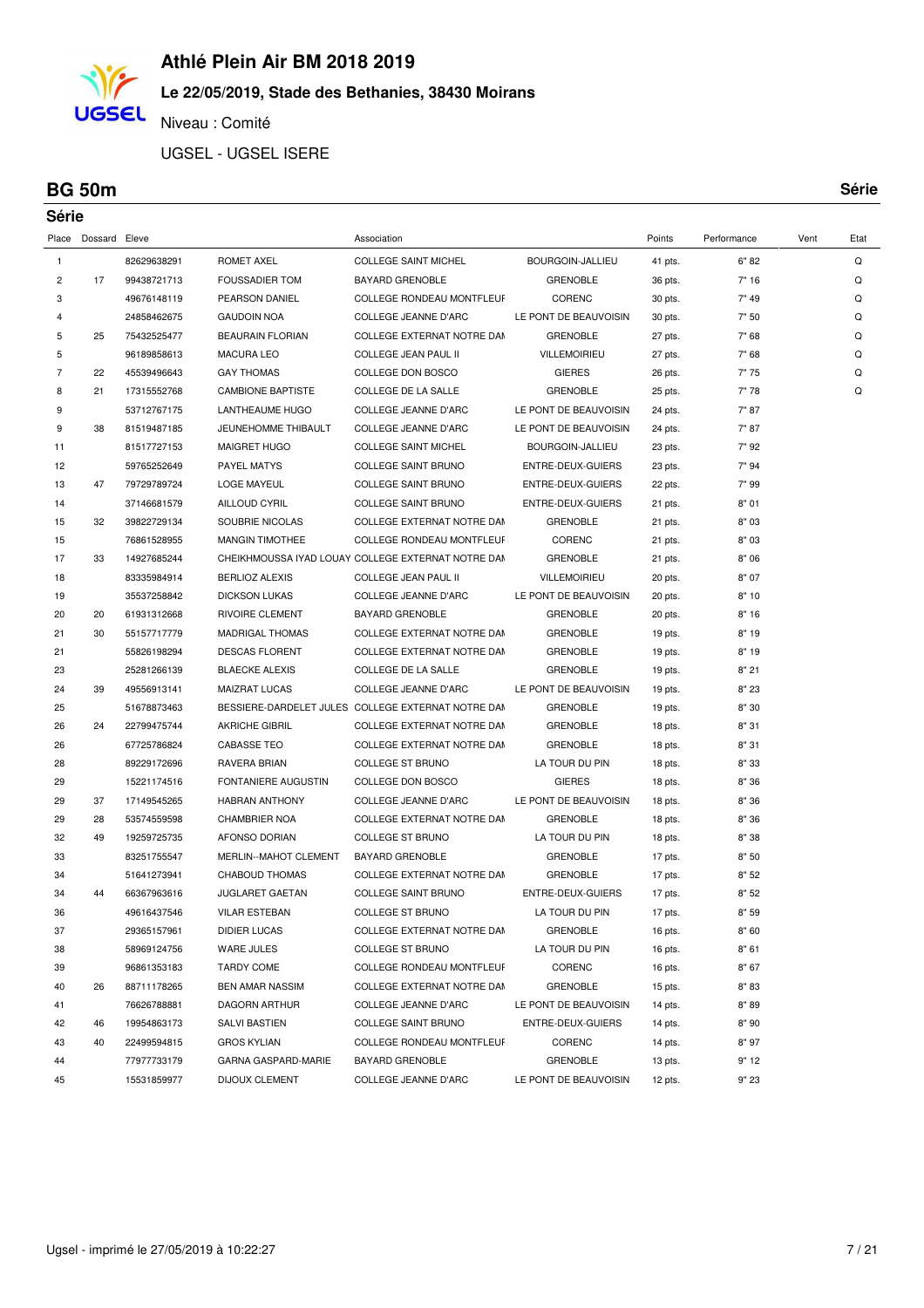# Athlé Plein Air BM 2018 2019

**Le 22/05/2019, Stade des Bethanies, 38430 Moirans**

Niveau : Comité

UGSEL - UGSEL ISERE

## BG 50m

**Série**

### Série

| Place | Dossard | Eleve | | Association | | Points | Performance | Vent | Etat |
|---|---|---|---|---|---|---|---|---|---|
| 1 | | 82629638291 | ROMET AXEL | COLLEGE SAINT MICHEL | BOURGOIN-JALLIEU | 41 pts. | 6" 82 | | Q |
| 2 | 17 | 99438721713 | FOUSSADIER TOM | BAYARD GRENOBLE | GRENOBLE | 36 pts. | 7" 16 | | Q |
| 3 | | 49676148119 | PEARSON DANIEL | COLLEGE RONDEAU MONTFLEUF | CORENC | 30 pts. | 7" 49 | | Q |
| 4 | | 24858462675 | GAUDOIN NOA | COLLEGE JEANNE D'ARC | LE PONT DE BEAUVOISIN | 30 pts. | 7" 50 | | Q |
| 5 | 25 | 75432525477 | BEAURAIN FLORIAN | COLLEGE EXTERNAT NOTRE DAI | GRENOBLE | 27 pts. | 7" 68 | | Q |
| 5 | | 96189858613 | MACURA LEO | COLLEGE JEAN PAUL II | VILLEMOIRIEU | 27 pts. | 7" 68 | | Q |
| 7 | 22 | 45539496643 | GAY THOMAS | COLLEGE DON BOSCO | GIERES | 26 pts. | 7" 75 | | Q |
| 8 | 21 | 17315552768 | CAMBIONE BAPTISTE | COLLEGE DE LA SALLE | GRENOBLE | 25 pts. | 7" 78 | | Q |
| 9 | | 53712767175 | LANTHEAUME HUGO | COLLEGE JEANNE D'ARC | LE PONT DE BEAUVOISIN | 24 pts. | 7" 87 | | |
| 9 | 38 | 81519487185 | JEUNEHOMME THIBAULT | COLLEGE JEANNE D'ARC | LE PONT DE BEAUVOISIN | 24 pts. | 7" 87 | | |
| 11 | | 81517727153 | MAIGRET HUGO | COLLEGE SAINT MICHEL | BOURGOIN-JALLIEU | 23 pts. | 7" 92 | | |
| 12 | | 59765252649 | PAYEL MATYS | COLLEGE SAINT BRUNO | ENTRE-DEUX-GUIERS | 23 pts. | 7" 94 | | |
| 13 | 47 | 79729789724 | LOGE MAYEUL | COLLEGE SAINT BRUNO | ENTRE-DEUX-GUIERS | 22 pts. | 7" 99 | | |
| 14 | | 37146681579 | AILLOUD CYRIL | COLLEGE SAINT BRUNO | ENTRE-DEUX-GUIERS | 21 pts. | 8" 01 | | |
| 15 | 32 | 39822729134 | SOUBRIE NICOLAS | COLLEGE EXTERNAT NOTRE DAI | GRENOBLE | 21 pts. | 8" 03 | | |
| 15 | | 76861528955 | MANGIN TIMOTHEE | COLLEGE RONDEAU MONTFLEUF | CORENC | 21 pts. | 8" 03 | | |
| 17 | 33 | 14927685244 | CHEIKHMOUSSA IYAD LOUAY | COLLEGE EXTERNAT NOTRE DAI | GRENOBLE | 21 pts. | 8" 06 | | |
| 18 | | 83335984914 | BERLIOZ ALEXIS | COLLEGE JEAN PAUL II | VILLEMOIRIEU | 20 pts. | 8" 07 | | |
| 19 | | 35537258842 | DICKSON LUKAS | COLLEGE JEANNE D'ARC | LE PONT DE BEAUVOISIN | 20 pts. | 8" 10 | | |
| 20 | 20 | 61931312668 | RIVOIRE CLEMENT | BAYARD GRENOBLE | GRENOBLE | 20 pts. | 8" 16 | | |
| 21 | 30 | 55157717779 | MADRIGAL THOMAS | COLLEGE EXTERNAT NOTRE DAI | GRENOBLE | 19 pts. | 8" 19 | | |
| 21 | | 55826198294 | DESCAS FLORENT | COLLEGE EXTERNAT NOTRE DAI | GRENOBLE | 19 pts. | 8" 19 | | |
| 23 | | 25281266139 | BLAECKE ALEXIS | COLLEGE DE LA SALLE | GRENOBLE | 19 pts. | 8" 21 | | |
| 24 | 39 | 49556913141 | MAIZRAT LUCAS | COLLEGE JEANNE D'ARC | LE PONT DE BEAUVOISIN | 19 pts. | 8" 23 | | |
| 25 | | 51678873463 | BESSIERE-DARDELET JULES | COLLEGE EXTERNAT NOTRE DAI | GRENOBLE | 19 pts. | 8" 30 | | |
| 26 | 24 | 22799475744 | AKRICHE GIBRIL | COLLEGE EXTERNAT NOTRE DAI | GRENOBLE | 18 pts. | 8" 31 | | |
| 26 | | 67725786824 | CABASSE TEO | COLLEGE EXTERNAT NOTRE DAI | GRENOBLE | 18 pts. | 8" 31 | | |
| 28 | | 89229172696 | RAVERA BRIAN | COLLEGE ST BRUNO | LA TOUR DU PIN | 18 pts. | 8" 33 | | |
| 29 | | 15221174516 | FONTANIERE AUGUSTIN | COLLEGE DON BOSCO | GIERES | 18 pts. | 8" 36 | | |
| 29 | 37 | 17149545265 | HABRAN ANTHONY | COLLEGE JEANNE D'ARC | LE PONT DE BEAUVOISIN | 18 pts. | 8" 36 | | |
| 29 | 28 | 53574559598 | CHAMBRIER NOA | COLLEGE EXTERNAT NOTRE DAI | GRENOBLE | 18 pts. | 8" 36 | | |
| 32 | 49 | 19259725735 | AFONSO DORIAN | COLLEGE ST BRUNO | LA TOUR DU PIN | 18 pts. | 8" 38 | | |
| 33 | | 83251755547 | MERLIN--MAHOT CLEMENT | BAYARD GRENOBLE | GRENOBLE | 17 pts. | 8" 50 | | |
| 34 | | 51641273941 | CHABOUD THOMAS | COLLEGE EXTERNAT NOTRE DAI | GRENOBLE | 17 pts. | 8" 52 | | |
| 34 | 44 | 66367963616 | JUGLARET GAETAN | COLLEGE SAINT BRUNO | ENTRE-DEUX-GUIERS | 17 pts. | 8" 52 | | |
| 36 | | 49616437546 | VILAR ESTEBAN | COLLEGE ST BRUNO | LA TOUR DU PIN | 17 pts. | 8" 59 | | |
| 37 | | 29365157961 | DIDIER LUCAS | COLLEGE EXTERNAT NOTRE DAI | GRENOBLE | 16 pts. | 8" 60 | | |
| 38 | | 58969124756 | WARE JULES | COLLEGE ST BRUNO | LA TOUR DU PIN | 16 pts. | 8" 61 | | |
| 39 | | 96861353183 | TARDY COME | COLLEGE RONDEAU MONTFLEUF | CORENC | 16 pts. | 8" 67 | | |
| 40 | 26 | 88711178265 | BEN AMAR NASSIM | COLLEGE EXTERNAT NOTRE DAI | GRENOBLE | 15 pts. | 8" 83 | | |
| 41 | | 76626788881 | DAGORN ARTHUR | COLLEGE JEANNE D'ARC | LE PONT DE BEAUVOISIN | 14 pts. | 8" 89 | | |
| 42 | 46 | 19954863173 | SALVI BASTIEN | COLLEGE SAINT BRUNO | ENTRE-DEUX-GUIERS | 14 pts. | 8" 90 | | |
| 43 | 40 | 22499594815 | GROS KYLIAN | COLLEGE RONDEAU MONTFLEUF | CORENC | 14 pts. | 8" 97 | | |
| 44 | | 77977733179 | GARNA GASPARD-MARIE | BAYARD GRENOBLE | GRENOBLE | 13 pts. | 9" 12 | | |
| 45 | | 15531859977 | DIJOUX CLEMENT | COLLEGE JEANNE D'ARC | LE PONT DE BEAUVOISIN | 12 pts. | 9" 23 | | |

Ugsel - imprimé le 27/05/2019 à 10:22:27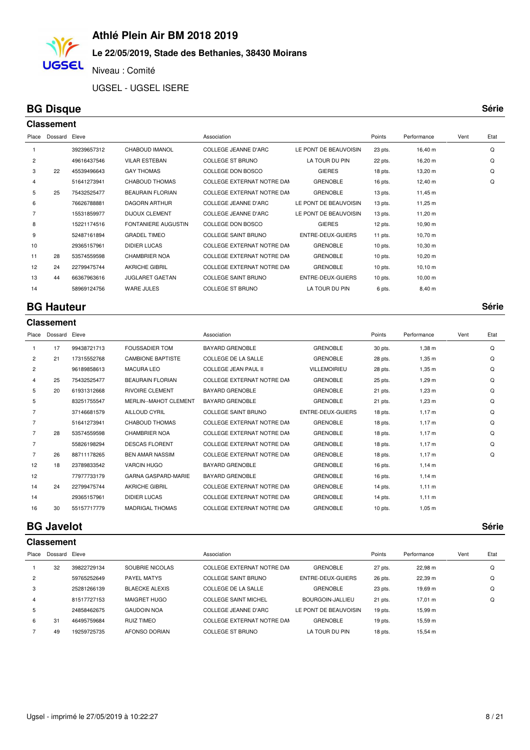# Athlé Plein Air BM 2018 2019

## Le 22/05/2019, Stade des Bethanies, 38430 Moirans

Niveau : Comité

UGSEL - UGSEL ISERE

## BG Disque

**Série**

### Classement

| Place | Dossard | Eleve | | Association | | Points | Performance | Vent | Etat |
|---|---|---|---|---|---|---|---|---|---|
| 1 | | 39239657312 | CHABOUD IMANOL | COLLEGE JEANNE D'ARC | LE PONT DE BEAUVOISIN | 23 pts. | 16,40 m | | Q |
| 2 | | 49616437546 | VILAR ESTEBAN | COLLEGE ST BRUNO | LA TOUR DU PIN | 22 pts. | 16,20 m | | Q |
| 3 | 22 | 45539496643 | GAY THOMAS | COLLEGE DON BOSCO | GIERES | 18 pts. | 13,20 m | | Q |
| 4 | | 51641273941 | CHABOUD THOMAS | COLLEGE EXTERNAT NOTRE DAI | GRENOBLE | 16 pts. | 12,40 m | | Q |
| 5 | 25 | 75432525477 | BEAURAIN FLORIAN | COLLEGE EXTERNAT NOTRE DAI | GRENOBLE | 13 pts. | 11,45 m | | |
| 6 | | 76626788881 | DAGORN ARTHUR | COLLEGE JEANNE D'ARC | LE PONT DE BEAUVOISIN | 13 pts. | 11,25 m | | |
| 7 | | 15531859977 | DIJOUX CLEMENT | COLLEGE JEANNE D'ARC | LE PONT DE BEAUVOISIN | 13 pts. | 11,20 m | | |
| 8 | | 15221174516 | FONTANIERE AUGUSTIN | COLLEGE DON BOSCO | GIERES | 12 pts. | 10,90 m | | |
| 9 | | 52487161894 | GRADEL TIMEO | COLLEGE SAINT BRUNO | ENTRE-DEUX-GUIERS | 11 pts. | 10,70 m | | |
| 10 | | 29365157961 | DIDIER LUCAS | COLLEGE EXTERNAT NOTRE DAI | GRENOBLE | 10 pts. | 10,30 m | | |
| 11 | 28 | 53574559598 | CHAMBRIER NOA | COLLEGE EXTERNAT NOTRE DAI | GRENOBLE | 10 pts. | 10,20 m | | |
| 12 | 24 | 22799475744 | AKRICHE GIBRIL | COLLEGE EXTERNAT NOTRE DAI | GRENOBLE | 10 pts. | 10,10 m | | |
| 13 | 44 | 66367963616 | JUGLARET GAETAN | COLLEGE SAINT BRUNO | ENTRE-DEUX-GUIERS | 10 pts. | 10,00 m | | |
| 14 | | 58969124756 | WARE JULES | COLLEGE ST BRUNO | LA TOUR DU PIN | 6 pts. | 8,40 m | | |

## BG Hauteur

**Série**

### Classement

| Place | Dossard | Eleve | | Association | | Points | Performance | Vent | Etat |
|---|---|---|---|---|---|---|---|---|---|
| 1 | 17 | 99438721713 | FOUSSADIER TOM | BAYARD GRENOBLE | GRENOBLE | 30 pts. | 1,38 m | | Q |
| 2 | 21 | 17315552768 | CAMBIONE BAPTISTE | COLLEGE DE LA SALLE | GRENOBLE | 28 pts. | 1,35 m | | Q |
| 2 | | 96189858613 | MACURA LEO | COLLEGE JEAN PAUL II | VILLEMOIRIEU | 28 pts. | 1,35 m | | Q |
| 4 | 25 | 75432525477 | BEAURAIN FLORIAN | COLLEGE EXTERNAT NOTRE DAI | GRENOBLE | 25 pts. | 1,29 m | | Q |
| 5 | 20 | 61931312668 | RIVOIRE CLEMENT | BAYARD GRENOBLE | GRENOBLE | 21 pts. | 1,23 m | | Q |
| 5 | | 83251755547 | MERLIN--MAHOT CLEMENT | BAYARD GRENOBLE | GRENOBLE | 21 pts. | 1,23 m | | Q |
| 7 | | 37146681579 | AILLOUD CYRIL | COLLEGE SAINT BRUNO | ENTRE-DEUX-GUIERS | 18 pts. | 1,17 m | | Q |
| 7 | | 51641273941 | CHABOUD THOMAS | COLLEGE EXTERNAT NOTRE DAI | GRENOBLE | 18 pts. | 1,17 m | | Q |
| 7 | 28 | 53574559598 | CHAMBRIER NOA | COLLEGE EXTERNAT NOTRE DAI | GRENOBLE | 18 pts. | 1,17 m | | Q |
| 7 | | 55826198294 | DESCAS FLORENT | COLLEGE EXTERNAT NOTRE DAI | GRENOBLE | 18 pts. | 1,17 m | | Q |
| 7 | 26 | 88711178265 | BEN AMAR NASSIM | COLLEGE EXTERNAT NOTRE DAI | GRENOBLE | 18 pts. | 1,17 m | | Q |
| 12 | 18 | 23789833542 | VARCIN HUGO | BAYARD GRENOBLE | GRENOBLE | 16 pts. | 1,14 m | | |
| 12 | | 77977733179 | GARNA GASPARD-MARIE | BAYARD GRENOBLE | GRENOBLE | 16 pts. | 1,14 m | | |
| 14 | 24 | 22799475744 | AKRICHE GIBRIL | COLLEGE EXTERNAT NOTRE DAI | GRENOBLE | 14 pts. | 1,11 m | | |
| 14 | | 29365157961 | DIDIER LUCAS | COLLEGE EXTERNAT NOTRE DAI | GRENOBLE | 14 pts. | 1,11 m | | |
| 16 | 30 | 55157717779 | MADRIGAL THOMAS | COLLEGE EXTERNAT NOTRE DAI | GRENOBLE | 10 pts. | 1,05 m | | |

## BG Javelot

**Série**

### Classement

| Place | Dossard | Eleve | | Association | | Points | Performance | Vent | Etat |
|---|---|---|---|---|---|---|---|---|---|
| 1 | 32 | 39822729134 | SOUBRIE NICOLAS | COLLEGE EXTERNAT NOTRE DAI | GRENOBLE | 27 pts. | 22,98 m | | Q |
| 2 | | 59765252649 | PAYEL MATYS | COLLEGE SAINT BRUNO | ENTRE-DEUX-GUIERS | 26 pts. | 22,39 m | | Q |
| 3 | | 25281266139 | BLAECKE ALEXIS | COLLEGE DE LA SALLE | GRENOBLE | 23 pts. | 19,69 m | | Q |
| 4 | | 81517727153 | MAIGRET HUGO | COLLEGE SAINT MICHEL | BOURGOIN-JALLIEU | 21 pts. | 17,01 m | | Q |
| 5 | | 24858462675 | GAUDOIN NOA | COLLEGE JEANNE D'ARC | LE PONT DE BEAUVOISIN | 19 pts. | 15,99 m | | |
| 6 | 31 | 46495759684 | RUIZ TIMEO | COLLEGE EXTERNAT NOTRE DAI | GRENOBLE | 19 pts. | 15,59 m | | |
| 7 | 49 | 19259725735 | AFONSO DORIAN | COLLEGE ST BRUNO | LA TOUR DU PIN | 18 pts. | 15,54 m | | |

Ugsel - imprimé le 27/05/2019 à 10:22:27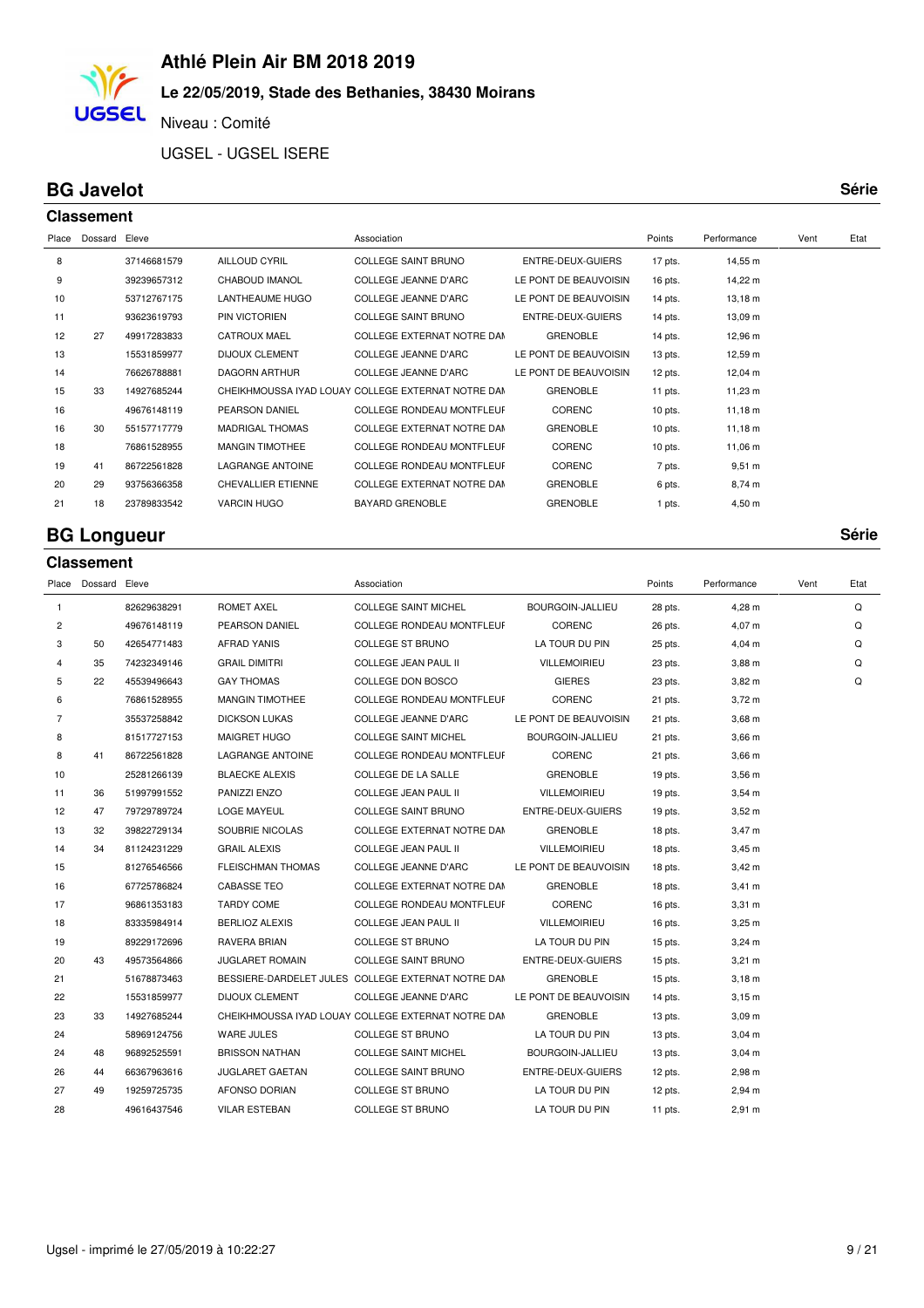# Athlé Plein Air BM 2018 2019

**Le 22/05/2019, Stade des Bethanies, 38430 Moirans**

Niveau : Comité

UGSEL - UGSEL ISERE

## BG Javelot

**Série**

### Classement

| Place | Dossard | Eleve | | Association | | Points | Performance | Vent | Etat |
|---|---|---|---|---|---|---|---|---|---|
| 8 | | 37146681579 | AILLOUD CYRIL | COLLEGE SAINT BRUNO | ENTRE-DEUX-GUIERS | 17 pts. | 14,55 m | | |
| 9 | | 39239657312 | CHABOUD IMANOL | COLLEGE JEANNE D'ARC | LE PONT DE BEAUVOISIN | 16 pts. | 14,22 m | | |
| 10 | | 53712767175 | LANTHEAUME HUGO | COLLEGE JEANNE D'ARC | LE PONT DE BEAUVOISIN | 14 pts. | 13,18 m | | |
| 11 | | 93623619793 | PIN VICTORIEN | COLLEGE SAINT BRUNO | ENTRE-DEUX-GUIERS | 14 pts. | 13,09 m | | |
| 12 | 27 | 49917283833 | CATROUX MAEL | COLLEGE EXTERNAT NOTRE DAM | GRENOBLE | 14 pts. | 12,96 m | | |
| 13 | | 15531859977 | DIJOUX CLEMENT | COLLEGE JEANNE D'ARC | LE PONT DE BEAUVOISIN | 13 pts. | 12,59 m | | |
| 14 | | 76626788881 | DAGORN ARTHUR | COLLEGE JEANNE D'ARC | LE PONT DE BEAUVOISIN | 12 pts. | 12,04 m | | |
| 15 | 33 | 14927685244 | CHEIKHMOUSSA IYAD LOUAY | COLLEGE EXTERNAT NOTRE DAM | GRENOBLE | 11 pts. | 11,23 m | | |
| 16 | | 49676148119 | PEARSON DANIEL | COLLEGE RONDEAU MONTFLEUR | CORENC | 10 pts. | 11,18 m | | |
| 16 | 30 | 55157717779 | MADRIGAL THOMAS | COLLEGE EXTERNAT NOTRE DAM | GRENOBLE | 10 pts. | 11,18 m | | |
| 18 | | 76861528955 | MANGIN TIMOTHEE | COLLEGE RONDEAU MONTFLEUR | CORENC | 10 pts. | 11,06 m | | |
| 19 | 41 | 86722561828 | LAGRANGE ANTOINE | COLLEGE RONDEAU MONTFLEUR | CORENC | 7 pts. | 9,51 m | | |
| 20 | 29 | 93756366358 | CHEVALLIER ETIENNE | COLLEGE EXTERNAT NOTRE DAM | GRENOBLE | 6 pts. | 8,74 m | | |
| 21 | 18 | 23789833542 | VARCIN HUGO | BAYARD GRENOBLE | GRENOBLE | 1 pts. | 4,50 m | | |

## BG Longueur

**Série**

### Classement

| Place | Dossard | Eleve | | Association | | Points | Performance | Vent | Etat |
|---|---|---|---|---|---|---|---|---|---|
| 1 | | 82629638291 | ROMET AXEL | COLLEGE SAINT MICHEL | BOURGOIN-JALLIEU | 28 pts. | 4,28 m | | Q |
| 2 | | 49676148119 | PEARSON DANIEL | COLLEGE RONDEAU MONTFLEUR | CORENC | 26 pts. | 4,07 m | | Q |
| 3 | 50 | 42654771483 | AFRAD YANIS | COLLEGE ST BRUNO | LA TOUR DU PIN | 25 pts. | 4,04 m | | Q |
| 4 | 35 | 74232349146 | GRAIL DIMITRI | COLLEGE JEAN PAUL II | VILLEMOIRIEU | 23 pts. | 3,88 m | | Q |
| 5 | 22 | 45539496643 | GAY THOMAS | COLLEGE DON BOSCO | GIERES | 23 pts. | 3,82 m | | Q |
| 6 | | 76861528955 | MANGIN TIMOTHEE | COLLEGE RONDEAU MONTFLEUR | CORENC | 21 pts. | 3,72 m | | |
| 7 | | 35537258842 | DICKSON LUKAS | COLLEGE JEANNE D'ARC | LE PONT DE BEAUVOISIN | 21 pts. | 3,68 m | | |
| 8 | | 81517727153 | MAIGRET HUGO | COLLEGE SAINT MICHEL | BOURGOIN-JALLIEU | 21 pts. | 3,66 m | | |
| 8 | 41 | 86722561828 | LAGRANGE ANTOINE | COLLEGE RONDEAU MONTFLEUR | CORENC | 21 pts. | 3,66 m | | |
| 10 | | 25281266139 | BLAECKE ALEXIS | COLLEGE DE LA SALLE | GRENOBLE | 19 pts. | 3,56 m | | |
| 11 | 36 | 51997991552 | PANIZZI ENZO | COLLEGE JEAN PAUL II | VILLEMOIRIEU | 19 pts. | 3,54 m | | |
| 12 | 47 | 79729789724 | LOGE MAYEUL | COLLEGE SAINT BRUNO | ENTRE-DEUX-GUIERS | 19 pts. | 3,52 m | | |
| 13 | 32 | 39822729134 | SOUBRIE NICOLAS | COLLEGE EXTERNAT NOTRE DAM | GRENOBLE | 18 pts. | 3,47 m | | |
| 14 | 34 | 81124231229 | GRAIL ALEXIS | COLLEGE JEAN PAUL II | VILLEMOIRIEU | 18 pts. | 3,45 m | | |
| 15 | | 81276546566 | FLEISCHMAN THOMAS | COLLEGE JEANNE D'ARC | LE PONT DE BEAUVOISIN | 18 pts. | 3,42 m | | |
| 16 | | 67725786824 | CABASSE TEO | COLLEGE EXTERNAT NOTRE DAM | GRENOBLE | 18 pts. | 3,41 m | | |
| 17 | | 96861353183 | TARDY COME | COLLEGE RONDEAU MONTFLEUR | CORENC | 16 pts. | 3,31 m | | |
| 18 | | 83335984914 | BERLIOZ ALEXIS | COLLEGE JEAN PAUL II | VILLEMOIRIEU | 16 pts. | 3,25 m | | |
| 19 | | 89229172696 | RAVERA BRIAN | COLLEGE ST BRUNO | LA TOUR DU PIN | 15 pts. | 3,24 m | | |
| 20 | 43 | 49573564866 | JUGLARET ROMAIN | COLLEGE SAINT BRUNO | ENTRE-DEUX-GUIERS | 15 pts. | 3,21 m | | |
| 21 | | 51678873463 | BESSIERE-DARDELET JULES | COLLEGE EXTERNAT NOTRE DAM | GRENOBLE | 15 pts. | 3,18 m | | |
| 22 | | 15531859977 | DIJOUX CLEMENT | COLLEGE JEANNE D'ARC | LE PONT DE BEAUVOISIN | 14 pts. | 3,15 m | | |
| 23 | 33 | 14927685244 | CHEIKHMOUSSA IYAD LOUAY | COLLEGE EXTERNAT NOTRE DAM | GRENOBLE | 13 pts. | 3,09 m | | |
| 24 | | 58969124756 | WARE JULES | COLLEGE ST BRUNO | LA TOUR DU PIN | 13 pts. | 3,04 m | | |
| 24 | 48 | 96892525591 | BRISSON NATHAN | COLLEGE SAINT MICHEL | BOURGOIN-JALLIEU | 13 pts. | 3,04 m | | |
| 26 | 44 | 66367963616 | JUGLARET GAETAN | COLLEGE SAINT BRUNO | ENTRE-DEUX-GUIERS | 12 pts. | 2,98 m | | |
| 27 | 49 | 19259725735 | AFONSO DORIAN | COLLEGE ST BRUNO | LA TOUR DU PIN | 12 pts. | 2,94 m | | |
| 28 | | 49616437546 | VILAR ESTEBAN | COLLEGE ST BRUNO | LA TOUR DU PIN | 11 pts. | 2,91 m | | |

Ugsel - imprimé le 27/05/2019 à 10:22:27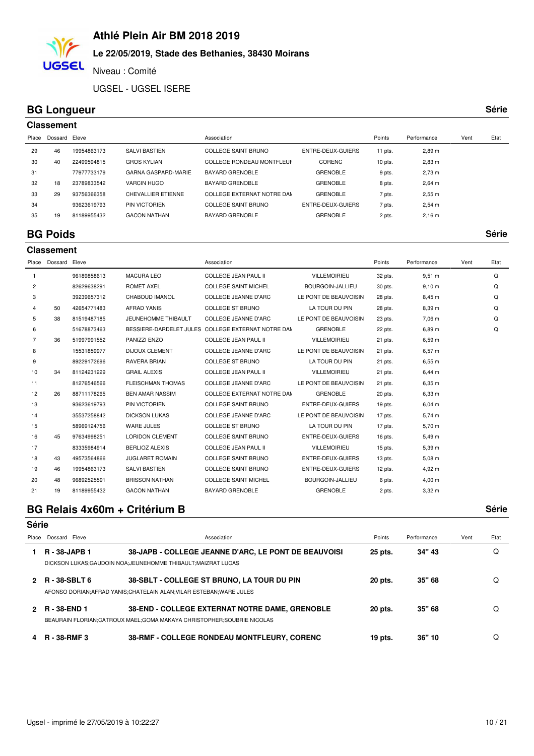# Athlé Plein Air BM 2018 2019

### Le 22/05/2019, Stade des Bethanies, 38430 Moirans

Niveau : Comité

UGSEL - UGSEL ISERE

## BG Longueur

**Série**

### Classement

| Place | Dossard | Eleve | | Association | | Points | Performance | Vent | Etat |
|---|---|---|---|---|---|---|---|---|---|
| 29 | 46 | 19954863173 | SALVI BASTIEN | COLLEGE SAINT BRUNO | ENTRE-DEUX-GUIERS | 11 pts. | 2,89 m | | |
| 30 | 40 | 22499594815 | GROS KYLIAN | COLLEGE RONDEAU MONTFLEUF | CORENC | 10 pts. | 2,83 m | | |
| 31 | | 77977733179 | GARNA GASPARD-MARIE | BAYARD GRENOBLE | GRENOBLE | 9 pts. | 2,73 m | | |
| 32 | 18 | 23789833542 | VARCIN HUGO | BAYARD GRENOBLE | GRENOBLE | 8 pts. | 2,64 m | | |
| 33 | 29 | 93756366358 | CHEVALLIER ETIENNE | COLLEGE EXTERNAT NOTRE DAI | GRENOBLE | 7 pts. | 2,55 m | | |
| 34 | | 93623619793 | PIN VICTORIEN | COLLEGE SAINT BRUNO | ENTRE-DEUX-GUIERS | 7 pts. | 2,54 m | | |
| 35 | 19 | 81189955432 | GACON NATHAN | BAYARD GRENOBLE | GRENOBLE | 2 pts. | 2,16 m | | |

## BG Poids

**Série**

### Classement

| Place | Dossard | Eleve | | Association | | Points | Performance | Vent | Etat |
|---|---|---|---|---|---|---|---|---|---|
| 1 | | 96189858613 | MACURA LEO | COLLEGE JEAN PAUL II | VILLEMOIRIEU | 32 pts. | 9,51 m | | Q |
| 2 | | 82629638291 | ROMET AXEL | COLLEGE SAINT MICHEL | BOURGOIN-JALLIEU | 30 pts. | 9,10 m | | Q |
| 3 | | 39239657312 | CHABOUD IMANOL | COLLEGE JEANNE D'ARC | LE PONT DE BEAUVOISIN | 28 pts. | 8,45 m | | Q |
| 4 | 50 | 42654771483 | AFRAD YANIS | COLLEGE ST BRUNO | LA TOUR DU PIN | 28 pts. | 8,39 m | | Q |
| 5 | 38 | 81519487185 | JEUNEHOMME THIBAULT | COLLEGE JEANNE D'ARC | LE PONT DE BEAUVOISIN | 23 pts. | 7,06 m | | Q |
| 6 | | 51678873463 | BESSIERE-DARDELET JULES | COLLEGE EXTERNAT NOTRE DAI | GRENOBLE | 22 pts. | 6,89 m | | Q |
| 7 | 36 | 51997991552 | PANIZZI ENZO | COLLEGE JEAN PAUL II | VILLEMOIRIEU | 21 pts. | 6,59 m | | |
| 8 | | 15531859977 | DIJOUX CLEMENT | COLLEGE JEANNE D'ARC | LE PONT DE BEAUVOISIN | 21 pts. | 6,57 m | | |
| 9 | | 89229172696 | RAVERA BRIAN | COLLEGE ST BRUNO | LA TOUR DU PIN | 21 pts. | 6,55 m | | |
| 10 | 34 | 81124231229 | GRAIL ALEXIS | COLLEGE JEAN PAUL II | VILLEMOIRIEU | 21 pts. | 6,44 m | | |
| 11 | | 81276546566 | FLEISCHMAN THOMAS | COLLEGE JEANNE D'ARC | LE PONT DE BEAUVOISIN | 21 pts. | 6,35 m | | |
| 12 | 26 | 88711178265 | BEN AMAR NASSIM | COLLEGE EXTERNAT NOTRE DAI | GRENOBLE | 20 pts. | 6,33 m | | |
| 13 | | 93623619793 | PIN VICTORIEN | COLLEGE SAINT BRUNO | ENTRE-DEUX-GUIERS | 19 pts. | 6,04 m | | |
| 14 | | 35537258842 | DICKSON LUKAS | COLLEGE JEANNE D'ARC | LE PONT DE BEAUVOISIN | 17 pts. | 5,74 m | | |
| 15 | | 58969124756 | WARE JULES | COLLEGE ST BRUNO | LA TOUR DU PIN | 17 pts. | 5,70 m | | |
| 16 | 45 | 97634998251 | LORIDON CLEMENT | COLLEGE SAINT BRUNO | ENTRE-DEUX-GUIERS | 16 pts. | 5,49 m | | |
| 17 | | 83335984914 | BERLIOZ ALEXIS | COLLEGE JEAN PAUL II | VILLEMOIRIEU | 15 pts. | 5,39 m | | |
| 18 | 43 | 49573564866 | JUGLARET ROMAIN | COLLEGE SAINT BRUNO | ENTRE-DEUX-GUIERS | 13 pts. | 5,08 m | | |
| 19 | 46 | 19954863173 | SALVI BASTIEN | COLLEGE SAINT BRUNO | ENTRE-DEUX-GUIERS | 12 pts. | 4,92 m | | |
| 20 | 48 | 96892525591 | BRISSON NATHAN | COLLEGE SAINT MICHEL | BOURGOIN-JALLIEU | 6 pts. | 4,00 m | | |
| 21 | 19 | 81189955432 | GACON NATHAN | BAYARD GRENOBLE | GRENOBLE | 2 pts. | 3,32 m | | |

## BG Relais 4x60m + Critérium B

**Série**

### Série

| Place | Dossard Eleve | Association | Points | Performance | Vent | Etat |
|---|---|---|---|---|---|---|
| **1** | **R - 38-JAPB 1** | **38-JAPB - COLLEGE JEANNE D'ARC, LE PONT DE BEAUVOISI** | **25 pts.** | **34'' 43** | | Q |
| | DICKSON LUKAS;GAUDOIN NOA;JEUNEHOMME THIBAULT;MAIZRAT LUCAS | | | | | |
| **2** | **R - 38-SBLT 6** | **38-SBLT - COLLEGE ST BRUNO, LA TOUR DU PIN** | **20 pts.** | **35'' 68** | | Q |
| | AFONSO DORIAN;AFRAD YANIS;CHATELAIN ALAN;VILAR ESTEBAN;WARE JULES | | | | | |
| **2** | **R - 38-END 1** | **38-END - COLLEGE EXTERNAT NOTRE DAME, GRENOBLE** | **20 pts.** | **35'' 68** | | Q |
| | BEAURAIN FLORIAN;CATROUX MAEL;GOMA MAKAYA CHRISTOPHER;SOUBRIE NICOLAS | | | | | |
| **4** | **R - 38-RMF 3** | **38-RMF - COLLEGE RONDEAU MONTFLEURY, CORENC** | **19 pts.** | **36'' 10** | | Q |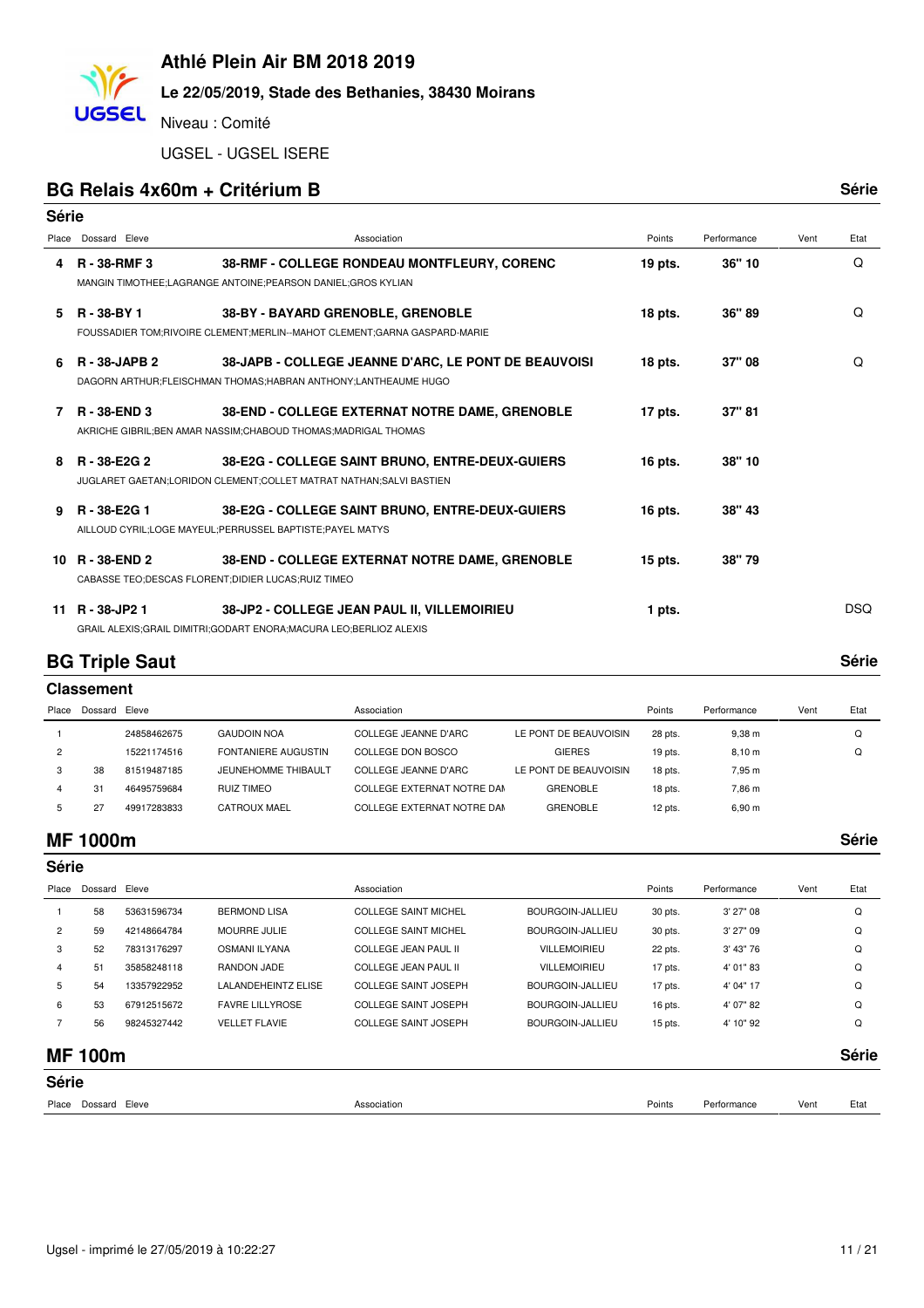# Athlé Plein Air BM 2018 2019

**Le 22/05/2019, Stade des Bethanies, 38430 Moirans**

Niveau : Comité

UGSEL - UGSEL ISERE

## BG Relais 4x60m + Critérium B — Série

### Série

| Place | Dossard Eleve | Association | Points | Performance | Vent | Etat |
|---|---|---|---|---|---|---|
| 4 | **R - 38-RMF 3**<br>MANGIN TIMOTHEE;LAGRANGE ANTOINE;PEARSON DANIEL;GROS KYLIAN | **38-RMF - COLLEGE RONDEAU MONTFLEURY, CORENC** | **19 pts.** | **36'' 10** | | Q |
| 5 | **R - 38-BY 1**<br>FOUSSADIER TOM;RIVOIRE CLEMENT;MERLIN--MAHOT CLEMENT;GARNA GASPARD-MARIE | **38-BY - BAYARD GRENOBLE, GRENOBLE** | **18 pts.** | **36'' 89** | | Q |
| 6 | **R - 38-JAPB 2**<br>DAGORN ARTHUR;FLEISCHMAN THOMAS;HABRAN ANTHONY;LANTHEAUME HUGO | **38-JAPB - COLLEGE JEANNE D'ARC, LE PONT DE BEAUVOISI** | **18 pts.** | **37'' 08** | | Q |
| 7 | **R - 38-END 3**<br>AKRICHE GIBRIL;BEN AMAR NASSIM;CHABOUD THOMAS;MADRIGAL THOMAS | **38-END - COLLEGE EXTERNAT NOTRE DAME, GRENOBLE** | **17 pts.** | **37'' 81** | | |
| 8 | **R - 38-E2G 2**<br>JUGLARET GAETAN;LORIDON CLEMENT;COLLET MATRAT NATHAN;SALVI BASTIEN | **38-E2G - COLLEGE SAINT BRUNO, ENTRE-DEUX-GUIERS** | **16 pts.** | **38'' 10** | | |
| 9 | **R - 38-E2G 1**<br>AILLOUD CYRIL;LOGE MAYEUL;PERRUSSEL BAPTISTE;PAYEL MATYS | **38-E2G - COLLEGE SAINT BRUNO, ENTRE-DEUX-GUIERS** | **16 pts.** | **38'' 43** | | |
| 10 | **R - 38-END 2**<br>CABASSE TEO;DESCAS FLORENT;DIDIER LUCAS;RUIZ TIMEO | **38-END - COLLEGE EXTERNAT NOTRE DAME, GRENOBLE** | **15 pts.** | **38'' 79** | | |
| 11 | **R - 38-JP2 1**<br>GRAIL ALEXIS;GRAIL DIMITRI;GODART ENORA;MACURA LEO;BERLIOZ ALEXIS | **38-JP2 - COLLEGE JEAN PAUL II, VILLEMOIRIEU** | **1 pts.** | | | DSQ |

## BG Triple Saut — Série

### Classement

| Place | Dossard | Eleve | | Association | | Points | Performance | Vent | Etat |
|---|---|---|---|---|---|---|---|---|---|
| 1 | | 24858462675 | GAUDOIN NOA | COLLEGE JEANNE D'ARC | LE PONT DE BEAUVOISIN | 28 pts. | 9,38 m | | Q |
| 2 | | 15221174516 | FONTANIERE AUGUSTIN | COLLEGE DON BOSCO | GIERES | 19 pts. | 8,10 m | | Q |
| 3 | 38 | 81519487185 | JEUNEHOMME THIBAULT | COLLEGE JEANNE D'ARC | LE PONT DE BEAUVOISIN | 18 pts. | 7,95 m | | |
| 4 | 31 | 46495759684 | RUIZ TIMEO | COLLEGE EXTERNAT NOTRE DAM | GRENOBLE | 18 pts. | 7,86 m | | |
| 5 | 27 | 49917283833 | CATROUX MAEL | COLLEGE EXTERNAT NOTRE DAM | GRENOBLE | 12 pts. | 6,90 m | | |

## MF 1000m — Série

### Série

| Place | Dossard | Eleve | | Association | | Points | Performance | Vent | Etat |
|---|---|---|---|---|---|---|---|---|---|
| 1 | 58 | 53631596734 | BERMOND LISA | COLLEGE SAINT MICHEL | BOURGOIN-JALLIEU | 30 pts. | 3' 27'' 08 | | Q |
| 2 | 59 | 42148664784 | MOURRE JULIE | COLLEGE SAINT MICHEL | BOURGOIN-JALLIEU | 30 pts. | 3' 27'' 09 | | Q |
| 3 | 52 | 78313176297 | OSMANI ILYANA | COLLEGE JEAN PAUL II | VILLEMOIRIEU | 22 pts. | 3' 43'' 76 | | Q |
| 4 | 51 | 35858248118 | RANDON JADE | COLLEGE JEAN PAUL II | VILLEMOIRIEU | 17 pts. | 4' 01'' 83 | | Q |
| 5 | 54 | 13357922952 | LALANDEHEINTZ ELISE | COLLEGE SAINT JOSEPH | BOURGOIN-JALLIEU | 17 pts. | 4' 04'' 17 | | Q |
| 6 | 53 | 67912515672 | FAVRE LILLYROSE | COLLEGE SAINT JOSEPH | BOURGOIN-JALLIEU | 16 pts. | 4' 07'' 82 | | Q |
| 7 | 56 | 98245327442 | VELLET FLAVIE | COLLEGE SAINT JOSEPH | BOURGOIN-JALLIEU | 15 pts. | 4' 10'' 92 | | Q |

## MF 100m — Série

### Série

| Place | Dossard | Eleve | Association | Points | Performance | Vent | Etat |
|---|---|---|---|---|---|---|---|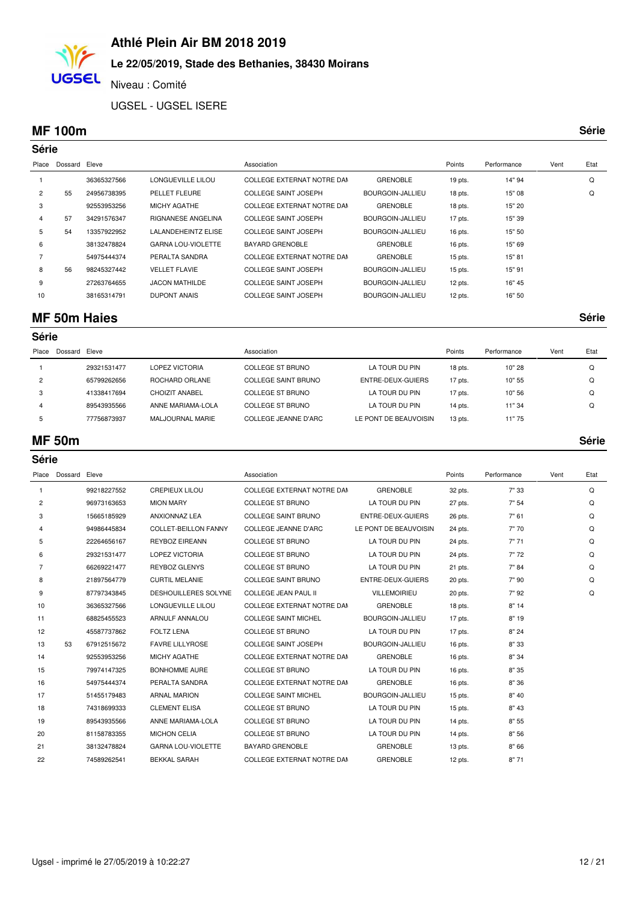# Athlé Plein Air BM 2018 2019

**Le 22/05/2019, Stade des Bethanies, 38430 Moirans**

Niveau : Comité

UGSEL - UGSEL ISERE

## MF 100m

**Série**

### Série

| Place | Dossard | Eleve | | Association | | Points | Performance | Vent | Etat |
|---|---|---|---|---|---|---|---|---|---|
| 1 | | 36365327566 | LONGUEVILLE LILOU | COLLEGE EXTERNAT NOTRE DAI | GRENOBLE | 19 pts. | 14" 94 | | Q |
| 2 | 55 | 24956738395 | PELLET FLEURE | COLLEGE SAINT JOSEPH | BOURGOIN-JALLIEU | 18 pts. | 15" 08 | | Q |
| 3 | | 92553953256 | MICHY AGATHE | COLLEGE EXTERNAT NOTRE DAI | GRENOBLE | 18 pts. | 15" 20 | | |
| 4 | 57 | 34291576347 | RIGNANESE ANGELINA | COLLEGE SAINT JOSEPH | BOURGOIN-JALLIEU | 17 pts. | 15" 39 | | |
| 5 | 54 | 13357922952 | LALANDEHEINTZ ELISE | COLLEGE SAINT JOSEPH | BOURGOIN-JALLIEU | 16 pts. | 15" 50 | | |
| 6 | | 38132478824 | GARNA LOU-VIOLETTE | BAYARD GRENOBLE | GRENOBLE | 16 pts. | 15" 69 | | |
| 7 | | 54975444374 | PERALTA SANDRA | COLLEGE EXTERNAT NOTRE DAI | GRENOBLE | 15 pts. | 15" 81 | | |
| 8 | 56 | 98245327442 | VELLET FLAVIE | COLLEGE SAINT JOSEPH | BOURGOIN-JALLIEU | 15 pts. | 15" 91 | | |
| 9 | | 27263764655 | JACON MATHILDE | COLLEGE SAINT JOSEPH | BOURGOIN-JALLIEU | 12 pts. | 16" 45 | | |
| 10 | | 38165314791 | DUPONT ANAIS | COLLEGE SAINT JOSEPH | BOURGOIN-JALLIEU | 12 pts. | 16" 50 | | |

## MF 50m Haies

**Série**

### Série

| Place | Dossard | Eleve | | Association | | Points | Performance | Vent | Etat |
|---|---|---|---|---|---|---|---|---|---|
| 1 | | 29321531477 | LOPEZ VICTORIA | COLLEGE ST BRUNO | LA TOUR DU PIN | 18 pts. | 10" 28 | | Q |
| 2 | | 65799262656 | ROCHARD ORLANE | COLLEGE SAINT BRUNO | ENTRE-DEUX-GUIERS | 17 pts. | 10" 55 | | Q |
| 3 | | 41338417694 | CHOIZIT ANABEL | COLLEGE ST BRUNO | LA TOUR DU PIN | 17 pts. | 10" 56 | | Q |
| 4 | | 89543935566 | ANNE MARIAMA-LOLA | COLLEGE ST BRUNO | LA TOUR DU PIN | 14 pts. | 11" 34 | | Q |
| 5 | | 77756873937 | MALJOURNAL MARIE | COLLEGE JEANNE D'ARC | LE PONT DE BEAUVOISIN | 13 pts. | 11" 75 | | |

## MF 50m

**Série**

### Série

| Place | Dossard | Eleve | | Association | | Points | Performance | Vent | Etat |
|---|---|---|---|---|---|---|---|---|---|
| 1 | | 99218227552 | CREPIEUX LILOU | COLLEGE EXTERNAT NOTRE DAI | GRENOBLE | 32 pts. | 7" 33 | | Q |
| 2 | | 96973163653 | MION MARY | COLLEGE ST BRUNO | LA TOUR DU PIN | 27 pts. | 7" 54 | | Q |
| 3 | | 15665185929 | ANXIONNAZ LEA | COLLEGE SAINT BRUNO | ENTRE-DEUX-GUIERS | 26 pts. | 7" 61 | | Q |
| 4 | | 94986445834 | COLLET-BEILLON FANNY | COLLEGE JEANNE D'ARC | LE PONT DE BEAUVOISIN | 24 pts. | 7" 70 | | Q |
| 5 | | 22264656167 | REYBOZ EIREANN | COLLEGE ST BRUNO | LA TOUR DU PIN | 24 pts. | 7" 71 | | Q |
| 6 | | 29321531477 | LOPEZ VICTORIA | COLLEGE ST BRUNO | LA TOUR DU PIN | 24 pts. | 7" 72 | | Q |
| 7 | | 66269221477 | REYBOZ GLENYS | COLLEGE ST BRUNO | LA TOUR DU PIN | 21 pts. | 7" 84 | | Q |
| 8 | | 21897564779 | CURTIL MELANIE | COLLEGE SAINT BRUNO | ENTRE-DEUX-GUIERS | 20 pts. | 7" 90 | | Q |
| 9 | | 87797343845 | DESHOUILLERES SOLYNE | COLLEGE JEAN PAUL II | VILLEMOIRIEU | 20 pts. | 7" 92 | | Q |
| 10 | | 36365327566 | LONGUEVILLE LILOU | COLLEGE EXTERNAT NOTRE DAI | GRENOBLE | 18 pts. | 8" 14 | | |
| 11 | | 68825455523 | ARNULF ANNALOU | COLLEGE SAINT MICHEL | BOURGOIN-JALLIEU | 17 pts. | 8" 19 | | |
| 12 | | 45587737862 | FOLTZ LENA | COLLEGE ST BRUNO | LA TOUR DU PIN | 17 pts. | 8" 24 | | |
| 13 | 53 | 67912515672 | FAVRE LILLYROSE | COLLEGE SAINT JOSEPH | BOURGOIN-JALLIEU | 16 pts. | 8" 33 | | |
| 14 | | 92553953256 | MICHY AGATHE | COLLEGE EXTERNAT NOTRE DAI | GRENOBLE | 16 pts. | 8" 34 | | |
| 15 | | 79974147325 | BONHOMME AURE | COLLEGE ST BRUNO | LA TOUR DU PIN | 16 pts. | 8" 35 | | |
| 16 | | 54975444374 | PERALTA SANDRA | COLLEGE EXTERNAT NOTRE DAI | GRENOBLE | 16 pts. | 8" 36 | | |
| 17 | | 51455179483 | ARNAL MARION | COLLEGE SAINT MICHEL | BOURGOIN-JALLIEU | 15 pts. | 8" 40 | | |
| 18 | | 74318699333 | CLEMENT ELISA | COLLEGE ST BRUNO | LA TOUR DU PIN | 15 pts. | 8" 43 | | |
| 19 | | 89543935566 | ANNE MARIAMA-LOLA | COLLEGE ST BRUNO | LA TOUR DU PIN | 14 pts. | 8" 55 | | |
| 20 | | 81158783355 | MICHON CELIA | COLLEGE ST BRUNO | LA TOUR DU PIN | 14 pts. | 8" 56 | | |
| 21 | | 38132478824 | GARNA LOU-VIOLETTE | BAYARD GRENOBLE | GRENOBLE | 13 pts. | 8" 66 | | |
| 22 | | 74589262541 | BEKKAL SARAH | COLLEGE EXTERNAT NOTRE DAI | GRENOBLE | 12 pts. | 8" 71 | | |

Ugsel - imprimé le 27/05/2019 à 10:22:27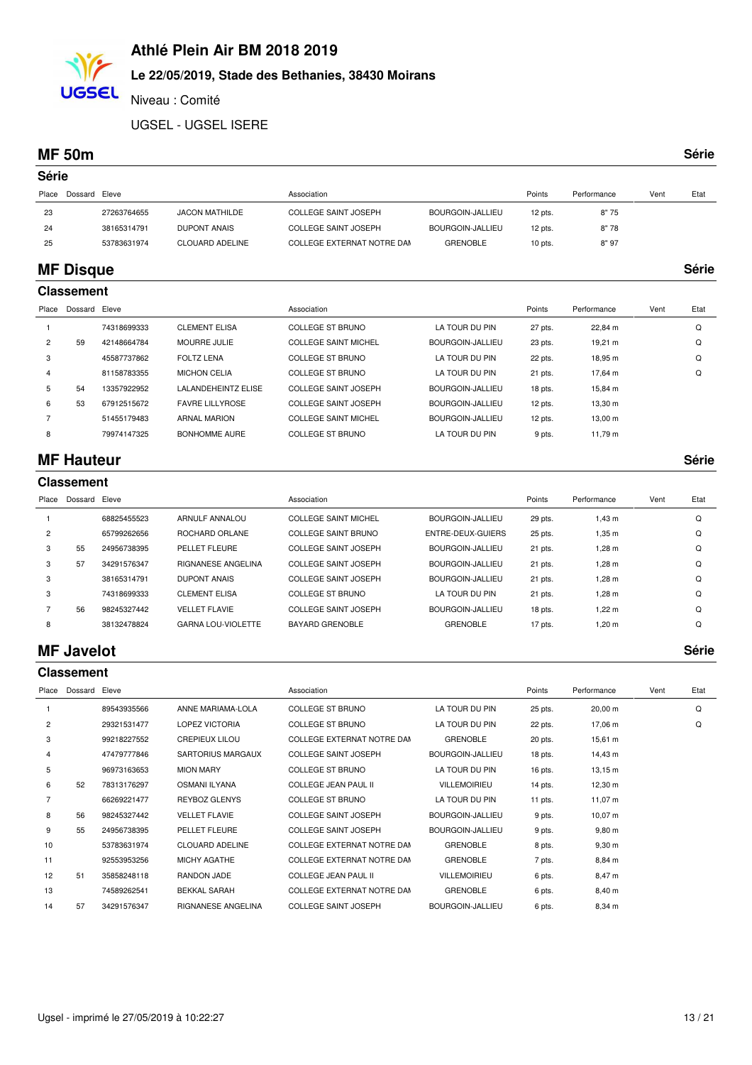# Athlé Plein Air BM 2018 2019

**Le 22/05/2019, Stade des Bethanies, 38430 Moirans**

Niveau : Comité

UGSEL - UGSEL ISERE

## MF 50m

**Série**

### Série

| Place | Dossard | Eleve | | Association | | Points | Performance | Vent | Etat |
|---|---|---|---|---|---|---|---|---|---|
| 23 | | 27263764655 | JACON MATHILDE | COLLEGE SAINT JOSEPH | BOURGOIN-JALLIEU | 12 pts. | 8" 75 | | |
| 24 | | 38165314791 | DUPONT ANAIS | COLLEGE SAINT JOSEPH | BOURGOIN-JALLIEU | 12 pts. | 8" 78 | | |
| 25 | | 53783631974 | CLOUARD ADELINE | COLLEGE EXTERNAT NOTRE DAI | GRENOBLE | 10 pts. | 8" 97 | | |

## MF Disque

**Série**

### Classement

| Place | Dossard | Eleve | | Association | | Points | Performance | Vent | Etat |
|---|---|---|---|---|---|---|---|---|---|
| 1 | | 74318699333 | CLEMENT ELISA | COLLEGE ST BRUNO | LA TOUR DU PIN | 27 pts. | 22,84 m | | Q |
| 2 | 59 | 42148664784 | MOURRE JULIE | COLLEGE SAINT MICHEL | BOURGOIN-JALLIEU | 23 pts. | 19,21 m | | Q |
| 3 | | 45587737862 | FOLTZ LENA | COLLEGE ST BRUNO | LA TOUR DU PIN | 22 pts. | 18,95 m | | Q |
| 4 | | 81158783355 | MICHON CELIA | COLLEGE ST BRUNO | LA TOUR DU PIN | 21 pts. | 17,64 m | | Q |
| 5 | 54 | 13357922952 | LALANDEHEINTZ ELISE | COLLEGE SAINT JOSEPH | BOURGOIN-JALLIEU | 18 pts. | 15,84 m | | |
| 6 | 53 | 67912515672 | FAVRE LILLYROSE | COLLEGE SAINT JOSEPH | BOURGOIN-JALLIEU | 12 pts. | 13,30 m | | |
| 7 | | 51455179483 | ARNAL MARION | COLLEGE SAINT MICHEL | BOURGOIN-JALLIEU | 12 pts. | 13,00 m | | |
| 8 | | 79974147325 | BONHOMME AURE | COLLEGE ST BRUNO | LA TOUR DU PIN | 9 pts. | 11,79 m | | |

## MF Hauteur

**Série**

### Classement

| Place | Dossard | Eleve | | Association | | Points | Performance | Vent | Etat |
|---|---|---|---|---|---|---|---|---|---|
| 1 | | 68825455523 | ARNULF ANNALOU | COLLEGE SAINT MICHEL | BOURGOIN-JALLIEU | 29 pts. | 1,43 m | | Q |
| 2 | | 65799262656 | ROCHARD ORLANE | COLLEGE SAINT BRUNO | ENTRE-DEUX-GUIERS | 25 pts. | 1,35 m | | Q |
| 3 | 55 | 24956738395 | PELLET FLEURE | COLLEGE SAINT JOSEPH | BOURGOIN-JALLIEU | 21 pts. | 1,28 m | | Q |
| 3 | 57 | 34291576347 | RIGNANESE ANGELINA | COLLEGE SAINT JOSEPH | BOURGOIN-JALLIEU | 21 pts. | 1,28 m | | Q |
| 3 | | 38165314791 | DUPONT ANAIS | COLLEGE SAINT JOSEPH | BOURGOIN-JALLIEU | 21 pts. | 1,28 m | | Q |
| 3 | | 74318699333 | CLEMENT ELISA | COLLEGE ST BRUNO | LA TOUR DU PIN | 21 pts. | 1,28 m | | Q |
| 7 | 56 | 98245327442 | VELLET FLAVIE | COLLEGE SAINT JOSEPH | BOURGOIN-JALLIEU | 18 pts. | 1,22 m | | Q |
| 8 | | 38132478824 | GARNA LOU-VIOLETTE | BAYARD GRENOBLE | GRENOBLE | 17 pts. | 1,20 m | | Q |

## MF Javelot

**Série**

### Classement

| Place | Dossard | Eleve | | Association | | Points | Performance | Vent | Etat |
|---|---|---|---|---|---|---|---|---|---|
| 1 | | 89543935566 | ANNE MARIAMA-LOLA | COLLEGE ST BRUNO | LA TOUR DU PIN | 25 pts. | 20,00 m | | Q |
| 2 | | 29321531477 | LOPEZ VICTORIA | COLLEGE ST BRUNO | LA TOUR DU PIN | 22 pts. | 17,06 m | | Q |
| 3 | | 99218227552 | CREPIEUX LILOU | COLLEGE EXTERNAT NOTRE DAI | GRENOBLE | 20 pts. | 15,61 m | | |
| 4 | | 47479777846 | SARTORIUS MARGAUX | COLLEGE SAINT JOSEPH | BOURGOIN-JALLIEU | 18 pts. | 14,43 m | | |
| 5 | | 96973163653 | MION MARY | COLLEGE ST BRUNO | LA TOUR DU PIN | 16 pts. | 13,15 m | | |
| 6 | 52 | 78313176297 | OSMANI ILYANA | COLLEGE JEAN PAUL II | VILLEMOIRIEU | 14 pts. | 12,30 m | | |
| 7 | | 66269221477 | REYBOZ GLENYS | COLLEGE ST BRUNO | LA TOUR DU PIN | 11 pts. | 11,07 m | | |
| 8 | 56 | 98245327442 | VELLET FLAVIE | COLLEGE SAINT JOSEPH | BOURGOIN-JALLIEU | 9 pts. | 10,07 m | | |
| 9 | 55 | 24956738395 | PELLET FLEURE | COLLEGE SAINT JOSEPH | BOURGOIN-JALLIEU | 9 pts. | 9,80 m | | |
| 10 | | 53783631974 | CLOUARD ADELINE | COLLEGE EXTERNAT NOTRE DAI | GRENOBLE | 8 pts. | 9,30 m | | |
| 11 | | 92553953256 | MICHY AGATHE | COLLEGE EXTERNAT NOTRE DAI | GRENOBLE | 7 pts. | 8,84 m | | |
| 12 | 51 | 35858248118 | RANDON JADE | COLLEGE JEAN PAUL II | VILLEMOIRIEU | 6 pts. | 8,47 m | | |
| 13 | | 74589262541 | BEKKAL SARAH | COLLEGE EXTERNAT NOTRE DAI | GRENOBLE | 6 pts. | 8,40 m | | |
| 14 | 57 | 34291576347 | RIGNANESE ANGELINA | COLLEGE SAINT JOSEPH | BOURGOIN-JALLIEU | 6 pts. | 8,34 m | | |

Ugsel - imprimé le 27/05/2019 à 10:22:27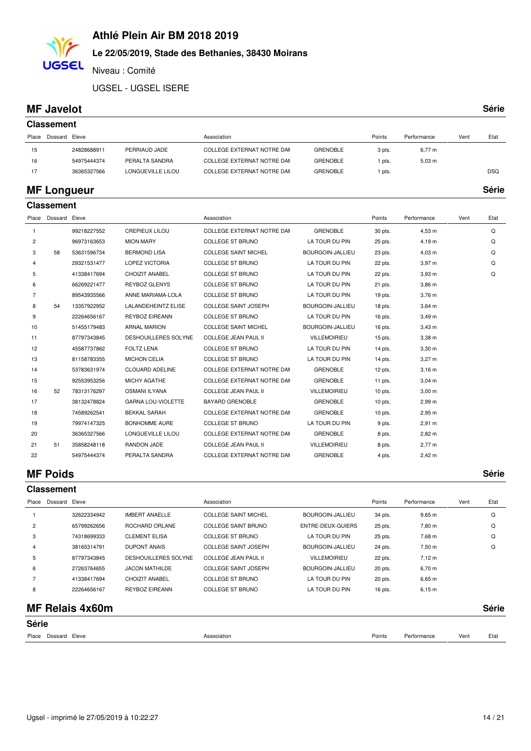# Athlé Plein Air BM 2018 2019

### Le 22/05/2019, Stade des Bethanies, 38430 Moirans

Niveau : Comité

UGSEL - UGSEL ISERE

## MF Javelot

**Série**

### Classement

| Place | Dossard | Eleve | | Association | | Points | Performance | Vent | Etat |
|---|---|---|---|---|---|---|---|---|---|
| 15 | | 24828688911 | PERRIAUD JADE | COLLEGE EXTERNAT NOTRE DAM | GRENOBLE | 3 pts. | 6,77 m | | |
| 16 | | 54975444374 | PERALTA SANDRA | COLLEGE EXTERNAT NOTRE DAM | GRENOBLE | 1 pts. | 5,03 m | | |
| 17 | | 36365327566 | LONGUEVILLE LILOU | COLLEGE EXTERNAT NOTRE DAM | GRENOBLE | 1 pts. | | | DSQ |

## MF Longueur

**Série**

### Classement

| Place | Dossard | Eleve | | Association | | Points | Performance | Vent | Etat |
|---|---|---|---|---|---|---|---|---|---|
| 1 | | 99218227552 | CREPIEUX LILOU | COLLEGE EXTERNAT NOTRE DAM | GRENOBLE | 30 pts. | 4,53 m | | Q |
| 2 | | 96973163653 | MION MARY | COLLEGE ST BRUNO | LA TOUR DU PIN | 25 pts. | 4,19 m | | Q |
| 3 | 58 | 53631596734 | BERMOND LISA | COLLEGE SAINT MICHEL | BOURGOIN-JALLIEU | 23 pts. | 4,03 m | | Q |
| 4 | | 29321531477 | LOPEZ VICTORIA | COLLEGE ST BRUNO | LA TOUR DU PIN | 22 pts. | 3,97 m | | Q |
| 5 | | 41338417694 | CHOIZIT ANABEL | COLLEGE ST BRUNO | LA TOUR DU PIN | 22 pts. | 3,93 m | | Q |
| 6 | | 66269221477 | REYBOZ GLENYS | COLLEGE ST BRUNO | LA TOUR DU PIN | 21 pts. | 3,86 m | | |
| 7 | | 89543935566 | ANNE MARIAMA-LOLA | COLLEGE ST BRUNO | LA TOUR DU PIN | 19 pts. | 3,76 m | | |
| 8 | 54 | 13357922952 | LALANDEHEINTZ ELISE | COLLEGE SAINT JOSEPH | BOURGOIN-JALLIEU | 18 pts. | 3,64 m | | |
| 9 | | 22264656167 | REYBOZ EIREANN | COLLEGE ST BRUNO | LA TOUR DU PIN | 16 pts. | 3,49 m | | |
| 10 | | 51455179483 | ARNAL MARION | COLLEGE SAINT MICHEL | BOURGOIN-JALLIEU | 16 pts. | 3,43 m | | |
| 11 | | 87797343845 | DESHOUILLERES SOLYNE | COLLEGE JEAN PAUL II | VILLEMOIRIEU | 15 pts. | 3,38 m | | |
| 12 | | 45587737862 | FOLTZ LENA | COLLEGE ST BRUNO | LA TOUR DU PIN | 14 pts. | 3,30 m | | |
| 13 | | 81158783355 | MICHON CELIA | COLLEGE ST BRUNO | LA TOUR DU PIN | 14 pts. | 3,27 m | | |
| 14 | | 53783631974 | CLOUARD ADELINE | COLLEGE EXTERNAT NOTRE DAM | GRENOBLE | 12 pts. | 3,16 m | | |
| 15 | | 92553953256 | MICHY AGATHE | COLLEGE EXTERNAT NOTRE DAM | GRENOBLE | 11 pts. | 3,04 m | | |
| 16 | 52 | 78313176297 | OSMANI ILYANA | COLLEGE JEAN PAUL II | VILLEMOIRIEU | 10 pts. | 3,00 m | | |
| 17 | | 38132478824 | GARNA LOU-VIOLETTE | BAYARD GRENOBLE | GRENOBLE | 10 pts. | 2,99 m | | |
| 18 | | 74589262541 | BEKKAL SARAH | COLLEGE EXTERNAT NOTRE DAM | GRENOBLE | 10 pts. | 2,95 m | | |
| 19 | | 79974147325 | BONHOMME AURE | COLLEGE ST BRUNO | LA TOUR DU PIN | 9 pts. | 2,91 m | | |
| 20 | | 36365327566 | LONGUEVILLE LILOU | COLLEGE EXTERNAT NOTRE DAM | GRENOBLE | 8 pts. | 2,82 m | | |
| 21 | 51 | 35858248118 | RANDON JADE | COLLEGE JEAN PAUL II | VILLEMOIRIEU | 8 pts. | 2,77 m | | |
| 22 | | 54975444374 | PERALTA SANDRA | COLLEGE EXTERNAT NOTRE DAM | GRENOBLE | 4 pts. | 2,42 m | | |

## MF Poids

**Série**

### Classement

| Place | Dossard | Eleve | | Association | | Points | Performance | Vent | Etat |
|---|---|---|---|---|---|---|---|---|---|
| 1 | | 32622334942 | IMBERT ANAELLE | COLLEGE SAINT MICHEL | BOURGOIN-JALLIEU | 34 pts. | 9,65 m | | Q |
| 2 | | 65799262656 | ROCHARD ORLANE | COLLEGE SAINT BRUNO | ENTRE-DEUX-GUIERS | 25 pts. | 7,80 m | | Q |
| 3 | | 74318699333 | CLEMENT ELISA | COLLEGE ST BRUNO | LA TOUR DU PIN | 25 pts. | 7,68 m | | Q |
| 4 | | 38165314791 | DUPONT ANAIS | COLLEGE SAINT JOSEPH | BOURGOIN-JALLIEU | 24 pts. | 7,50 m | | Q |
| 5 | | 87797343845 | DESHOUILLERES SOLYNE | COLLEGE JEAN PAUL II | VILLEMOIRIEU | 22 pts. | 7,12 m | | |
| 6 | | 27263764655 | JACON MATHILDE | COLLEGE SAINT JOSEPH | BOURGOIN-JALLIEU | 20 pts. | 6,70 m | | |
| 7 | | 41338417694 | CHOIZIT ANABEL | COLLEGE ST BRUNO | LA TOUR DU PIN | 20 pts. | 6,65 m | | |
| 8 | | 22264656167 | REYBOZ EIREANN | COLLEGE ST BRUNO | LA TOUR DU PIN | 16 pts. | 6,15 m | | |

## MF Relais 4x60m

**Série**

### Série

| Place | Dossard | Eleve | Association | Points | Performance | Vent | Etat |
|---|---|---|---|---|---|---|---|

Ugsel - imprimé le 27/05/2019 à 10:22:27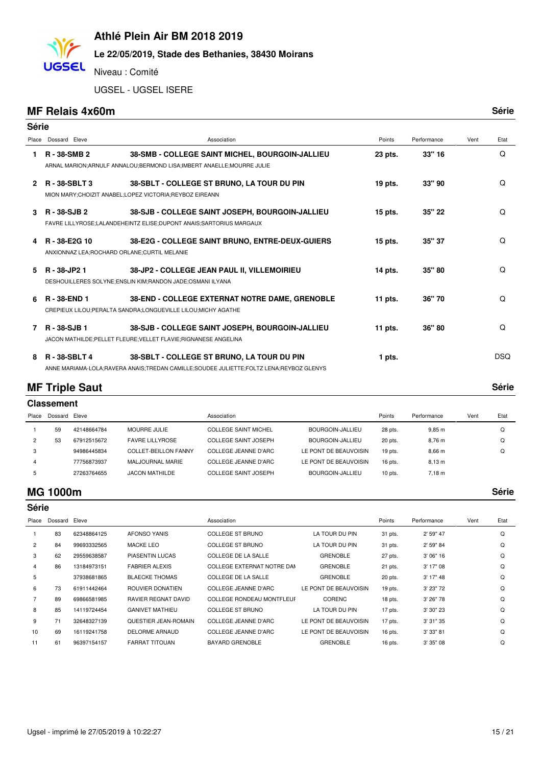# Athlé Plein Air BM 2018 2019

**Le 22/05/2019, Stade des Bethanies, 38430 Moirans**

Niveau : Comité

UGSEL - UGSEL ISERE

## MF Relais 4x60m

Série

### Série

| Place | Dossard | Eleve | Association | Points | Performance | Vent | Etat |
|---|---|---|---|---|---|---|---|
| **1** | **R - 38-SMB 2** | ARNAL MARION;ARNULF ANNALOU;BERMOND LISA;IMBERT ANAELLE;MOURRE JULIE | **38-SMB - COLLEGE SAINT MICHEL, BOURGOIN-JALLIEU** | **23 pts.** | **33" 16** | | Q |
| **2** | **R - 38-SBLT 3** | MION MARY;CHOIZIT ANABEL;LOPEZ VICTORIA;REYBOZ EIREANN | **38-SBLT - COLLEGE ST BRUNO, LA TOUR DU PIN** | **19 pts.** | **33" 90** | | Q |
| **3** | **R - 38-SJB 2** | FAVRE LILLYROSE;LALANDEHEINTZ ELISE;DUPONT ANAIS;SARTORIUS MARGAUX | **38-SJB - COLLEGE SAINT JOSEPH, BOURGOIN-JALLIEU** | **15 pts.** | **35" 22** | | Q |
| **4** | **R - 38-E2G 10** | ANXIONNAZ LEA;ROCHARD ORLANE;CURTIL MELANIE | **38-E2G - COLLEGE SAINT BRUNO, ENTRE-DEUX-GUIERS** | **15 pts.** | **35" 37** | | Q |
| **5** | **R - 38-JP2 1** | DESHOUILLERES SOLYNE;ENSLIN KIM;RANDON JADE;OSMANI ILYANA | **38-JP2 - COLLEGE JEAN PAUL II, VILLEMOIRIEU** | **14 pts.** | **35" 80** | | Q |
| **6** | **R - 38-END 1** | CREPIEUX LILOU;PERALTA SANDRA;LONGUEVILLE LILOU;MICHY AGATHE | **38-END - COLLEGE EXTERNAT NOTRE DAME, GRENOBLE** | **11 pts.** | **36" 70** | | Q |
| **7** | **R - 38-SJB 1** | JACON MATHILDE;PELLET FLEURE;VELLET FLAVIE;RIGNANESE ANGELINA | **38-SJB - COLLEGE SAINT JOSEPH, BOURGOIN-JALLIEU** | **11 pts.** | **36" 80** | | Q |
| **8** | **R - 38-SBLT 4** | ANNE MARIAMA-LOLA;RAVERA ANAIS;TREDAN CAMILLE;SOUDEE JULIETTE;FOLTZ LENA;REYBOZ GLENYS | **38-SBLT - COLLEGE ST BRUNO, LA TOUR DU PIN** | **1 pts.** | | | DSQ |

## MF Triple Saut

Série

### Classement

| Place | Dossard | Eleve | | Association | | Points | Performance | Vent | Etat |
|---|---|---|---|---|---|---|---|---|---|
| 1 | 59 | 42148664784 | MOURRE JULIE | COLLEGE SAINT MICHEL | BOURGOIN-JALLIEU | 28 pts. | 9,85 m | | Q |
| 2 | 53 | 67912515672 | FAVRE LILLYROSE | COLLEGE SAINT JOSEPH | BOURGOIN-JALLIEU | 20 pts. | 8,76 m | | Q |
| 3 | | 94986445834 | COLLET-BEILLON FANNY | COLLEGE JEANNE D'ARC | LE PONT DE BEAUVOISIN | 19 pts. | 8,66 m | | Q |
| 4 | | 77756873937 | MALJOURNAL MARIE | COLLEGE JEANNE D'ARC | LE PONT DE BEAUVOISIN | 16 pts. | 8,13 m | | |
| 5 | | 27263764655 | JACON MATHILDE | COLLEGE SAINT JOSEPH | BOURGOIN-JALLIEU | 10 pts. | 7,18 m | | |

## MG 1000m

Série

### Série

| Place | Dossard | Eleve | | Association | | Points | Performance | Vent | Etat |
|---|---|---|---|---|---|---|---|---|---|
| 1 | 83 | 62348864125 | AFONSO YANIS | COLLEGE ST BRUNO | LA TOUR DU PIN | 31 pts. | 2' 59" 47 | | Q |
| 2 | 84 | 99693332565 | MACKE LEO | COLLEGE ST BRUNO | LA TOUR DU PIN | 31 pts. | 2' 59" 84 | | Q |
| 3 | 62 | 29559638587 | PIASENTIN LUCAS | COLLEGE DE LA SALLE | GRENOBLE | 27 pts. | 3' 06" 16 | | Q |
| 4 | 86 | 13184973151 | FABRIER ALEXIS | COLLEGE EXTERNAT NOTRE DAM | GRENOBLE | 21 pts. | 3' 17" 08 | | Q |
| 5 | | 37938681865 | BLAECKE THOMAS | COLLEGE DE LA SALLE | GRENOBLE | 20 pts. | 3' 17" 48 | | Q |
| 6 | 73 | 61911442464 | ROUVIER DONATIEN | COLLEGE JEANNE D'ARC | LE PONT DE BEAUVOISIN | 19 pts. | 3' 23" 72 | | Q |
| 7 | 89 | 69866581985 | RAVIER REGNAT DAVID | COLLEGE RONDEAU MONTFLEUF | CORENC | 18 pts. | 3' 26" 78 | | Q |
| 8 | 85 | 14119724454 | GANIVET MATHIEU | COLLEGE ST BRUNO | LA TOUR DU PIN | 17 pts. | 3' 30" 23 | | Q |
| 9 | 71 | 32648327139 | QUESTIER JEAN-ROMAIN | COLLEGE JEANNE D'ARC | LE PONT DE BEAUVOISIN | 17 pts. | 3' 31" 35 | | Q |
| 10 | 69 | 16119241758 | DELORME ARNAUD | COLLEGE JEANNE D'ARC | LE PONT DE BEAUVOISIN | 16 pts. | 3' 33" 81 | | Q |
| 11 | 61 | 96397154157 | FARRAT TITOUAN | BAYARD GRENOBLE | GRENOBLE | 16 pts. | 3' 35" 08 | | Q |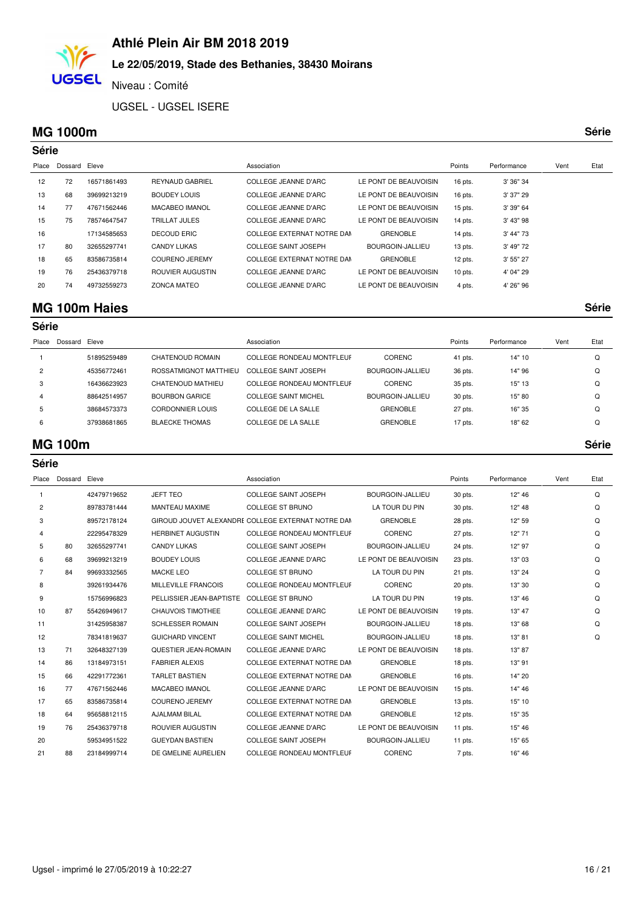# Athlé Plein Air BM 2018 2019

**Le 22/05/2019, Stade des Bethanies, 38430 Moirans**

Niveau : Comité

UGSEL - UGSEL ISERE

## MG 1000m

Série

### Série

| Place | Dossard | Eleve | | Association | | Points | Performance | Vent | Etat |
|---|---|---|---|---|---|---|---|---|---|
| 12 | 72 | 16571861493 | REYNAUD GABRIEL | COLLEGE JEANNE D'ARC | LE PONT DE BEAUVOISIN | 16 pts. | 3' 36" 34 | | |
| 13 | 68 | 39699213219 | BOUDEY LOUIS | COLLEGE JEANNE D'ARC | LE PONT DE BEAUVOISIN | 16 pts. | 3' 37" 29 | | |
| 14 | 77 | 47671562446 | MACABEO IMANOL | COLLEGE JEANNE D'ARC | LE PONT DE BEAUVOISIN | 15 pts. | 3' 39" 64 | | |
| 15 | 75 | 78574647547 | TRILLAT JULES | COLLEGE JEANNE D'ARC | LE PONT DE BEAUVOISIN | 14 pts. | 3' 43" 98 | | |
| 16 | | 17134585653 | DECOUD ERIC | COLLEGE EXTERNAT NOTRE DAI | GRENOBLE | 14 pts. | 3' 44" 73 | | |
| 17 | 80 | 32655297741 | CANDY LUKAS | COLLEGE SAINT JOSEPH | BOURGOIN-JALLIEU | 13 pts. | 3' 49" 72 | | |
| 18 | 65 | 83586735814 | COURENO JEREMY | COLLEGE EXTERNAT NOTRE DAI | GRENOBLE | 12 pts. | 3' 55" 27 | | |
| 19 | 76 | 25436379718 | ROUVIER AUGUSTIN | COLLEGE JEANNE D'ARC | LE PONT DE BEAUVOISIN | 10 pts. | 4' 04" 29 | | |
| 20 | 74 | 49732559273 | ZONCA MATEO | COLLEGE JEANNE D'ARC | LE PONT DE BEAUVOISIN | 4 pts. | 4' 26" 96 | | |

## MG 100m Haies

Série

### Série

| Place | Dossard | Eleve | | Association | | Points | Performance | Vent | Etat |
|---|---|---|---|---|---|---|---|---|---|
| 1 | | 51895259489 | CHATENOUD ROMAIN | COLLEGE RONDEAU MONTFLEUI | CORENC | 41 pts. | 14" 10 | | Q |
| 2 | | 45356772461 | ROSSATMIGNOT MATTHIEU | COLLEGE SAINT JOSEPH | BOURGOIN-JALLIEU | 36 pts. | 14" 96 | | Q |
| 3 | | 16436623923 | CHATENOUD MATHIEU | COLLEGE RONDEAU MONTFLEUI | CORENC | 35 pts. | 15" 13 | | Q |
| 4 | | 88642514957 | BOURBON GARICE | COLLEGE SAINT MICHEL | BOURGOIN-JALLIEU | 30 pts. | 15" 80 | | Q |
| 5 | | 38684573373 | CORDONNIER LOUIS | COLLEGE DE LA SALLE | GRENOBLE | 27 pts. | 16" 35 | | Q |
| 6 | | 37938681865 | BLAECKE THOMAS | COLLEGE DE LA SALLE | GRENOBLE | 17 pts. | 18" 62 | | Q |

## MG 100m

Série

### Série

| Place | Dossard | Eleve | | Association | | Points | Performance | Vent | Etat |
|---|---|---|---|---|---|---|---|---|---|
| 1 | | 42479719652 | JEFT TEO | COLLEGE SAINT JOSEPH | BOURGOIN-JALLIEU | 30 pts. | 12" 46 | | Q |
| 2 | | 89783781444 | MANTEAU MAXIME | COLLEGE ST BRUNO | LA TOUR DU PIN | 30 pts. | 12" 48 | | Q |
| 3 | | 89572178124 | GIROUD JOUVET ALEXANDRI | COLLEGE EXTERNAT NOTRE DAI | GRENOBLE | 28 pts. | 12" 59 | | Q |
| 4 | | 22295478329 | HERBINET AUGUSTIN | COLLEGE RONDEAU MONTFLEUI | CORENC | 27 pts. | 12" 71 | | Q |
| 5 | 80 | 32655297741 | CANDY LUKAS | COLLEGE SAINT JOSEPH | BOURGOIN-JALLIEU | 24 pts. | 12" 97 | | Q |
| 6 | 68 | 39699213219 | BOUDEY LOUIS | COLLEGE JEANNE D'ARC | LE PONT DE BEAUVOISIN | 23 pts. | 13" 03 | | Q |
| 7 | 84 | 99693332565 | MACKE LEO | COLLEGE ST BRUNO | LA TOUR DU PIN | 21 pts. | 13" 24 | | Q |
| 8 | | 39261934476 | MILLEVILLE FRANCOIS | COLLEGE RONDEAU MONTFLEUI | CORENC | 20 pts. | 13" 30 | | Q |
| 9 | | 15756996823 | PELLISSIER JEAN-BAPTISTE | COLLEGE ST BRUNO | LA TOUR DU PIN | 19 pts. | 13" 46 | | Q |
| 10 | 87 | 55426949617 | CHAUVOIS TIMOTHEE | COLLEGE JEANNE D'ARC | LE PONT DE BEAUVOISIN | 19 pts. | 13" 47 | | Q |
| 11 | | 31425958387 | SCHLESSER ROMAIN | COLLEGE SAINT JOSEPH | BOURGOIN-JALLIEU | 18 pts. | 13" 68 | | Q |
| 12 | | 78341819637 | GUICHARD VINCENT | COLLEGE SAINT MICHEL | BOURGOIN-JALLIEU | 18 pts. | 13" 81 | | Q |
| 13 | 71 | 32648327139 | QUESTIER JEAN-ROMAIN | COLLEGE JEANNE D'ARC | LE PONT DE BEAUVOISIN | 18 pts. | 13" 87 | | |
| 14 | 86 | 13184973151 | FABRIER ALEXIS | COLLEGE EXTERNAT NOTRE DAI | GRENOBLE | 18 pts. | 13" 91 | | |
| 15 | 66 | 42291772361 | TARLET BASTIEN | COLLEGE EXTERNAT NOTRE DAI | GRENOBLE | 16 pts. | 14" 20 | | |
| 16 | 77 | 47671562446 | MACABEO IMANOL | COLLEGE JEANNE D'ARC | LE PONT DE BEAUVOISIN | 15 pts. | 14" 46 | | |
| 17 | 65 | 83586735814 | COURENO JEREMY | COLLEGE EXTERNAT NOTRE DAI | GRENOBLE | 13 pts. | 15" 10 | | |
| 18 | 64 | 95658812115 | AJALMAM BILAL | COLLEGE EXTERNAT NOTRE DAI | GRENOBLE | 12 pts. | 15" 35 | | |
| 19 | 76 | 25436379718 | ROUVIER AUGUSTIN | COLLEGE JEANNE D'ARC | LE PONT DE BEAUVOISIN | 11 pts. | 15" 46 | | |
| 20 | | 59534951522 | GUEYDAN BASTIEN | COLLEGE SAINT JOSEPH | BOURGOIN-JALLIEU | 11 pts. | 15" 65 | | |
| 21 | 88 | 23184999714 | DE GMELINE AURELIEN | COLLEGE RONDEAU MONTFLEUI | CORENC | 7 pts. | 16" 46 | | |

Ugsel - imprimé le 27/05/2019 à 10:22:27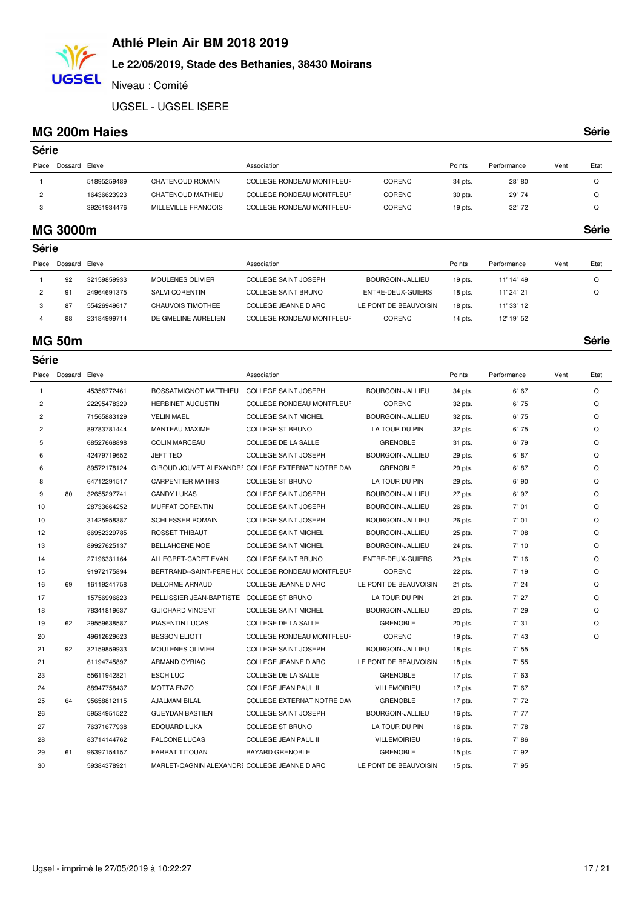# Athlé Plein Air BM 2018 2019

**Le 22/05/2019, Stade des Bethanies, 38430 Moirans**

Niveau : Comité

UGSEL - UGSEL ISERE

## MG 200m Haies

**Série**

### Série

| Place | Dossard | Eleve | | Association | | Points | Performance | Vent | Etat |
|---|---|---|---|---|---|---|---|---|---|
| 1 | | 51895259489 | CHATENOUD ROMAIN | COLLEGE RONDEAU MONTFLEUI | CORENC | 34 pts. | 28" 80 | | Q |
| 2 | | 16436623923 | CHATENOUD MATHIEU | COLLEGE RONDEAU MONTFLEUI | CORENC | 30 pts. | 29" 74 | | Q |
| 3 | | 39261934476 | MILLEVILLE FRANCOIS | COLLEGE RONDEAU MONTFLEUI | CORENC | 19 pts. | 32" 72 | | Q |

## MG 3000m

**Série**

### Série

| Place | Dossard | Eleve | | Association | | Points | Performance | Vent | Etat |
|---|---|---|---|---|---|---|---|---|---|
| 1 | 92 | 32159859933 | MOULENES OLIVIER | COLLEGE SAINT JOSEPH | BOURGOIN-JALLIEU | 19 pts. | 11' 14" 49 | | Q |
| 2 | 91 | 24964691375 | SALVI CORENTIN | COLLEGE SAINT BRUNO | ENTRE-DEUX-GUIERS | 18 pts. | 11' 24" 21 | | Q |
| 3 | 87 | 55426949617 | CHAUVOIS TIMOTHEE | COLLEGE JEANNE D'ARC | LE PONT DE BEAUVOISIN | 18 pts. | 11' 33" 12 | | |
| 4 | 88 | 23184999714 | DE GMELINE AURELIEN | COLLEGE RONDEAU MONTFLEUI | CORENC | 14 pts. | 12' 19" 52 | | |

## MG 50m

**Série**

### Série

| Place | Dossard | Eleve | | Association | | Points | Performance | Vent | Etat |
|---|---|---|---|---|---|---|---|---|---|
| 1 | | 45356772461 | ROSSATMIGNOT MATTHIEU | COLLEGE SAINT JOSEPH | BOURGOIN-JALLIEU | 34 pts. | 6" 67 | | Q |
| 2 | | 22295478329 | HERBINET AUGUSTIN | COLLEGE RONDEAU MONTFLEUI | CORENC | 32 pts. | 6" 75 | | Q |
| 2 | | 71565883129 | VELIN MAEL | COLLEGE SAINT MICHEL | BOURGOIN-JALLIEU | 32 pts. | 6" 75 | | Q |
| 2 | | 89783781444 | MANTEAU MAXIME | COLLEGE ST BRUNO | LA TOUR DU PIN | 32 pts. | 6" 75 | | Q |
| 5 | | 68527668898 | COLIN MARCEAU | COLLEGE DE LA SALLE | GRENOBLE | 31 pts. | 6" 79 | | Q |
| 6 | | 42479719652 | JEFT TEO | COLLEGE SAINT JOSEPH | BOURGOIN-JALLIEU | 29 pts. | 6" 87 | | Q |
| 6 | | 89572178124 | GIROUD JOUVET ALEXANDRE | COLLEGE EXTERNAT NOTRE DAM | GRENOBLE | 29 pts. | 6" 87 | | Q |
| 8 | | 64712291517 | CARPENTIER MATHIS | COLLEGE ST BRUNO | LA TOUR DU PIN | 29 pts. | 6" 90 | | Q |
| 9 | 80 | 32655297741 | CANDY LUKAS | COLLEGE SAINT JOSEPH | BOURGOIN-JALLIEU | 27 pts. | 6" 97 | | Q |
| 10 | | 28733664252 | MUFFAT CORENTIN | COLLEGE SAINT JOSEPH | BOURGOIN-JALLIEU | 26 pts. | 7" 01 | | Q |
| 10 | | 31425958387 | SCHLESSER ROMAIN | COLLEGE SAINT JOSEPH | BOURGOIN-JALLIEU | 26 pts. | 7" 01 | | Q |
| 12 | | 86952329785 | ROSSET THIBAUT | COLLEGE SAINT MICHEL | BOURGOIN-JALLIEU | 25 pts. | 7" 08 | | Q |
| 13 | | 89927625137 | BELLAHCENE NOE | COLLEGE SAINT MICHEL | BOURGOIN-JALLIEU | 24 pts. | 7" 10 | | Q |
| 14 | | 27196331164 | ALLEGRET-CADET EVAN | COLLEGE SAINT BRUNO | ENTRE-DEUX-GUIERS | 23 pts. | 7" 16 | | Q |
| 15 | | 91972175894 | BERTRAND--SAINT-PERE HUC | COLLEGE RONDEAU MONTFLEUI | CORENC | 22 pts. | 7" 19 | | Q |
| 16 | 69 | 16119241758 | DELORME ARNAUD | COLLEGE JEANNE D'ARC | LE PONT DE BEAUVOISIN | 21 pts. | 7" 24 | | Q |
| 17 | | 15756996823 | PELLISSIER JEAN-BAPTISTE | COLLEGE ST BRUNO | LA TOUR DU PIN | 21 pts. | 7" 27 | | Q |
| 18 | | 78341819637 | GUICHARD VINCENT | COLLEGE SAINT MICHEL | BOURGOIN-JALLIEU | 20 pts. | 7" 29 | | Q |
| 19 | 62 | 29559638587 | PIASENTIN LUCAS | COLLEGE DE LA SALLE | GRENOBLE | 20 pts. | 7" 31 | | Q |
| 20 | | 49612629623 | BESSON ELIOTT | COLLEGE RONDEAU MONTFLEUI | CORENC | 19 pts. | 7" 43 | | Q |
| 21 | 92 | 32159859933 | MOULENES OLIVIER | COLLEGE SAINT JOSEPH | BOURGOIN-JALLIEU | 18 pts. | 7" 55 | | |
| 21 | | 61194745897 | ARMAND CYRIAC | COLLEGE JEANNE D'ARC | LE PONT DE BEAUVOISIN | 18 pts. | 7" 55 | | |
| 23 | | 55611942821 | ESCH LUC | COLLEGE DE LA SALLE | GRENOBLE | 17 pts. | 7" 63 | | |
| 24 | | 88947758437 | MOTTA ENZO | COLLEGE JEAN PAUL II | VILLEMOIRIEU | 17 pts. | 7" 67 | | |
| 25 | 64 | 95658812115 | AJALMAM BILAL | COLLEGE EXTERNAT NOTRE DAM | GRENOBLE | 17 pts. | 7" 72 | | |
| 26 | | 59534951522 | GUEYDAN BASTIEN | COLLEGE SAINT JOSEPH | BOURGOIN-JALLIEU | 16 pts. | 7" 77 | | |
| 27 | | 76371677938 | EDOUARD LUKA | COLLEGE ST BRUNO | LA TOUR DU PIN | 16 pts. | 7" 78 | | |
| 28 | | 83714144762 | FALCONE LUCAS | COLLEGE JEAN PAUL II | VILLEMOIRIEU | 16 pts. | 7" 86 | | |
| 29 | 61 | 96397154157 | FARRAT TITOUAN | BAYARD GRENOBLE | GRENOBLE | 15 pts. | 7" 92 | | |
| 30 | | 59384378921 | MARLET-CAGNIN ALEXANDRE | COLLEGE JEANNE D'ARC | LE PONT DE BEAUVOISIN | 15 pts. | 7" 95 | | |

Ugsel - imprimé le 27/05/2019 à 10:22:27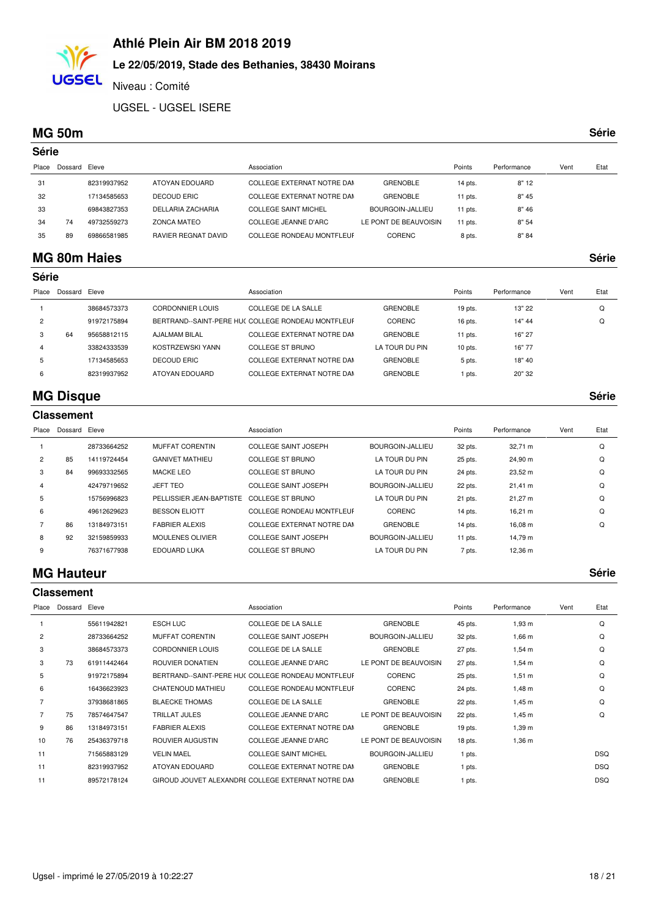# Athlé Plein Air BM 2018 2019

**Le 22/05/2019, Stade des Bethanies, 38430 Moirans**

Niveau : Comité

UGSEL - UGSEL ISERE

## MG 50m

**Série**

### Série

| Place | Dossard | Eleve | | Association | | Points | Performance | Vent | Etat |
|---|---|---|---|---|---|---|---|---|---|
| 31 | | 82319937952 | ATOYAN EDOUARD | COLLEGE EXTERNAT NOTRE DAI | GRENOBLE | 14 pts. | 8" 12 | | |
| 32 | | 17134585653 | DECOUD ERIC | COLLEGE EXTERNAT NOTRE DAI | GRENOBLE | 11 pts. | 8" 45 | | |
| 33 | | 69843827353 | DELLARIA ZACHARIA | COLLEGE SAINT MICHEL | BOURGOIN-JALLIEU | 11 pts. | 8" 46 | | |
| 34 | 74 | 49732559273 | ZONCA MATEO | COLLEGE JEANNE D'ARC | LE PONT DE BEAUVOISIN | 11 pts. | 8" 54 | | |
| 35 | 89 | 69866581985 | RAVIER REGNAT DAVID | COLLEGE RONDEAU MONTFLEUF | CORENC | 8 pts. | 8" 84 | | |

## MG 80m Haies

**Série**

### Série

| Place | Dossard | Eleve | | Association | | Points | Performance | Vent | Etat |
|---|---|---|---|---|---|---|---|---|---|
| 1 | | 38684573373 | CORDONNIER LOUIS | COLLEGE DE LA SALLE | GRENOBLE | 19 pts. | 13" 22 | | Q |
| 2 | | 91972175894 | BERTRAND--SAINT-PERE HU( | COLLEGE RONDEAU MONTFLEUF | CORENC | 16 pts. | 14" 44 | | Q |
| 3 | 64 | 95658812115 | AJALMAM BILAL | COLLEGE EXTERNAT NOTRE DAI | GRENOBLE | 11 pts. | 16" 27 | | |
| 4 | | 33824333539 | KOSTRZEWSKI YANN | COLLEGE ST BRUNO | LA TOUR DU PIN | 10 pts. | 16" 77 | | |
| 5 | | 17134585653 | DECOUD ERIC | COLLEGE EXTERNAT NOTRE DAI | GRENOBLE | 5 pts. | 18" 40 | | |
| 6 | | 82319937952 | ATOYAN EDOUARD | COLLEGE EXTERNAT NOTRE DAI | GRENOBLE | 1 pts. | 20" 32 | | |

## MG Disque

**Série**

### Classement

| Place | Dossard | Eleve | | Association | | Points | Performance | Vent | Etat |
|---|---|---|---|---|---|---|---|---|---|
| 1 | | 28733664252 | MUFFAT CORENTIN | COLLEGE SAINT JOSEPH | BOURGOIN-JALLIEU | 32 pts. | 32,71 m | | Q |
| 2 | 85 | 14119724454 | GANIVET MATHIEU | COLLEGE ST BRUNO | LA TOUR DU PIN | 25 pts. | 24,90 m | | Q |
| 3 | 84 | 99693332565 | MACKE LEO | COLLEGE ST BRUNO | LA TOUR DU PIN | 24 pts. | 23,52 m | | Q |
| 4 | | 42479719652 | JEFT TEO | COLLEGE SAINT JOSEPH | BOURGOIN-JALLIEU | 22 pts. | 21,41 m | | Q |
| 5 | | 15756996823 | PELLISSIER JEAN-BAPTISTE | COLLEGE ST BRUNO | LA TOUR DU PIN | 21 pts. | 21,27 m | | Q |
| 6 | | 49612629623 | BESSON ELIOTT | COLLEGE RONDEAU MONTFLEUF | CORENC | 14 pts. | 16,21 m | | Q |
| 7 | 86 | 13184973151 | FABRIER ALEXIS | COLLEGE EXTERNAT NOTRE DAI | GRENOBLE | 14 pts. | 16,08 m | | Q |
| 8 | 92 | 32159859933 | MOULENES OLIVIER | COLLEGE SAINT JOSEPH | BOURGOIN-JALLIEU | 11 pts. | 14,79 m | | |
| 9 | | 76371677938 | EDOUARD LUKA | COLLEGE ST BRUNO | LA TOUR DU PIN | 7 pts. | 12,36 m | | |

## MG Hauteur

**Série**

### Classement

| Place | Dossard | Eleve | | Association | | Points | Performance | Vent | Etat |
|---|---|---|---|---|---|---|---|---|---|
| 1 | | 55611942821 | ESCH LUC | COLLEGE DE LA SALLE | GRENOBLE | 45 pts. | 1,93 m | | Q |
| 2 | | 28733664252 | MUFFAT CORENTIN | COLLEGE SAINT JOSEPH | BOURGOIN-JALLIEU | 32 pts. | 1,66 m | | Q |
| 3 | | 38684573373 | CORDONNIER LOUIS | COLLEGE DE LA SALLE | GRENOBLE | 27 pts. | 1,54 m | | Q |
| 3 | 73 | 61911442464 | ROUVIER DONATIEN | COLLEGE JEANNE D'ARC | LE PONT DE BEAUVOISIN | 27 pts. | 1,54 m | | Q |
| 5 | | 91972175894 | BERTRAND--SAINT-PERE HU( | COLLEGE RONDEAU MONTFLEUF | CORENC | 25 pts. | 1,51 m | | Q |
| 6 | | 16436623923 | CHATENOUD MATHIEU | COLLEGE RONDEAU MONTFLEUF | CORENC | 24 pts. | 1,48 m | | Q |
| 7 | | 37938681865 | BLAECKE THOMAS | COLLEGE DE LA SALLE | GRENOBLE | 22 pts. | 1,45 m | | Q |
| 7 | 75 | 78574647547 | TRILLAT JULES | COLLEGE JEANNE D'ARC | LE PONT DE BEAUVOISIN | 22 pts. | 1,45 m | | Q |
| 9 | 86 | 13184973151 | FABRIER ALEXIS | COLLEGE EXTERNAT NOTRE DAI | GRENOBLE | 19 pts. | 1,39 m | | |
| 10 | 76 | 25436379718 | ROUVIER AUGUSTIN | COLLEGE JEANNE D'ARC | LE PONT DE BEAUVOISIN | 18 pts. | 1,36 m | | |
| 11 | | 71565883129 | VELIN MAEL | COLLEGE SAINT MICHEL | BOURGOIN-JALLIEU | 1 pts. | | | DSQ |
| 11 | | 82319937952 | ATOYAN EDOUARD | COLLEGE EXTERNAT NOTRE DAI | GRENOBLE | 1 pts. | | | DSQ |
| 11 | | 89572178124 | GIROUD JOUVET ALEXANDRE | COLLEGE EXTERNAT NOTRE DAI | GRENOBLE | 1 pts. | | | DSQ |

Ugsel - imprimé le 27/05/2019 à 10:22:27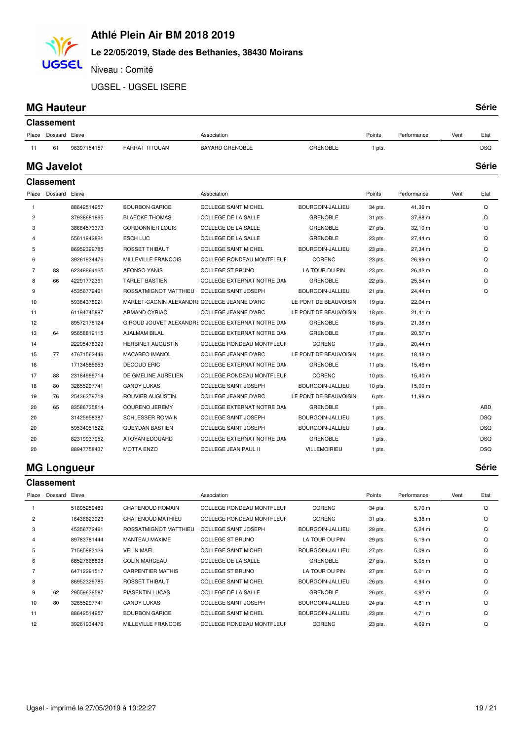# Athlé Plein Air BM 2018 2019

**Le 22/05/2019, Stade des Bethanies, 38430 Moirans**

Niveau : Comité

UGSEL - UGSEL ISERE

## MG Hauteur — Série

### Classement

| Place | Dossard | Eleve | | Association | | Points | Performance | Vent | Etat |
|---|---|---|---|---|---|---|---|---|---|
| 11 | 61 | 96397154157 | FARRAT TITOUAN | BAYARD GRENOBLE | GRENOBLE | 1 pts. | | | DSQ |

## MG Javelot — Série

### Classement

| Place | Dossard | Eleve | | Association | | Points | Performance | Vent | Etat |
|---|---|---|---|---|---|---|---|---|---|
| 1 | | 88642514957 | BOURBON GARICE | COLLEGE SAINT MICHEL | BOURGOIN-JALLIEU | 34 pts. | 41,36 m | | Q |
| 2 | | 37938681865 | BLAECKE THOMAS | COLLEGE DE LA SALLE | GRENOBLE | 31 pts. | 37,68 m | | Q |
| 3 | | 38684573373 | CORDONNIER LOUIS | COLLEGE DE LA SALLE | GRENOBLE | 27 pts. | 32,10 m | | Q |
| 4 | | 55611942821 | ESCH LUC | COLLEGE DE LA SALLE | GRENOBLE | 23 pts. | 27,44 m | | Q |
| 5 | | 86952329785 | ROSSET THIBAUT | COLLEGE SAINT MICHEL | BOURGOIN-JALLIEU | 23 pts. | 27,34 m | | Q |
| 6 | | 39261934476 | MILLEVILLE FRANCOIS | COLLEGE RONDEAU MONTFLEUI | CORENC | 23 pts. | 26,99 m | | Q |
| 7 | 83 | 62348864125 | AFONSO YANIS | COLLEGE ST BRUNO | LA TOUR DU PIN | 23 pts. | 26,42 m | | Q |
| 8 | 66 | 42291772361 | TARLET BASTIEN | COLLEGE EXTERNAT NOTRE DAI | GRENOBLE | 22 pts. | 25,54 m | | Q |
| 9 | | 45356772461 | ROSSATMIGNOT MATTHIEU | COLLEGE SAINT JOSEPH | BOURGOIN-JALLIEU | 21 pts. | 24,44 m | | Q |
| 10 | | 59384378921 | MARLET-CAGNIN ALEXANDRE | COLLEGE JEANNE D'ARC | LE PONT DE BEAUVOISIN | 19 pts. | 22,04 m | | |
| 11 | | 61194745897 | ARMAND CYRIAC | COLLEGE JEANNE D'ARC | LE PONT DE BEAUVOISIN | 18 pts. | 21,41 m | | |
| 12 | | 89572178124 | GIROUD JOUVET ALEXANDRE | COLLEGE EXTERNAT NOTRE DAI | GRENOBLE | 18 pts. | 21,38 m | | |
| 13 | 64 | 95658812115 | AJALMAM BILAL | COLLEGE EXTERNAT NOTRE DAI | GRENOBLE | 17 pts. | 20,57 m | | |
| 14 | | 22295478329 | HERBINET AUGUSTIN | COLLEGE RONDEAU MONTFLEUI | CORENC | 17 pts. | 20,44 m | | |
| 15 | 77 | 47671562446 | MACABEO IMANOL | COLLEGE JEANNE D'ARC | LE PONT DE BEAUVOISIN | 14 pts. | 18,48 m | | |
| 16 | | 17134585653 | DECOUD ERIC | COLLEGE EXTERNAT NOTRE DAI | GRENOBLE | 11 pts. | 15,46 m | | |
| 17 | 88 | 23184999714 | DE GMELINE AURELIEN | COLLEGE RONDEAU MONTFLEUI | CORENC | 10 pts. | 15,40 m | | |
| 18 | 80 | 32655297741 | CANDY LUKAS | COLLEGE SAINT JOSEPH | BOURGOIN-JALLIEU | 10 pts. | 15,00 m | | |
| 19 | 76 | 25436379718 | ROUVIER AUGUSTIN | COLLEGE JEANNE D'ARC | LE PONT DE BEAUVOISIN | 6 pts. | 11,99 m | | |
| 20 | 65 | 83586735814 | COURENO JEREMY | COLLEGE EXTERNAT NOTRE DAI | GRENOBLE | 1 pts. | | | ABD |
| 20 | | 31425958387 | SCHLESSER ROMAIN | COLLEGE SAINT JOSEPH | BOURGOIN-JALLIEU | 1 pts. | | | DSQ |
| 20 | | 59534951522 | GUEYDAN BASTIEN | COLLEGE SAINT JOSEPH | BOURGOIN-JALLIEU | 1 pts. | | | DSQ |
| 20 | | 82319937952 | ATOYAN EDOUARD | COLLEGE EXTERNAT NOTRE DAI | GRENOBLE | 1 pts. | | | DSQ |
| 20 | | 88947758437 | MOTTA ENZO | COLLEGE JEAN PAUL II | VILLEMOIRIEU | 1 pts. | | | DSQ |

## MG Longueur — Série

### Classement

| Place | Dossard | Eleve | | Association | | Points | Performance | Vent | Etat |
|---|---|---|---|---|---|---|---|---|---|
| 1 | | 51895259489 | CHATENOUD ROMAIN | COLLEGE RONDEAU MONTFLEUI | CORENC | 34 pts. | 5,70 m | | Q |
| 2 | | 16436623923 | CHATENOUD MATHIEU | COLLEGE RONDEAU MONTFLEUI | CORENC | 31 pts. | 5,38 m | | Q |
| 3 | | 45356772461 | ROSSATMIGNOT MATTHIEU | COLLEGE SAINT JOSEPH | BOURGOIN-JALLIEU | 29 pts. | 5,24 m | | Q |
| 4 | | 89783781444 | MANTEAU MAXIME | COLLEGE ST BRUNO | LA TOUR DU PIN | 29 pts. | 5,19 m | | Q |
| 5 | | 71565883129 | VELIN MAEL | COLLEGE SAINT MICHEL | BOURGOIN-JALLIEU | 27 pts. | 5,09 m | | Q |
| 6 | | 68527668898 | COLIN MARCEAU | COLLEGE DE LA SALLE | GRENOBLE | 27 pts. | 5,05 m | | Q |
| 7 | | 64712291517 | CARPENTIER MATHIS | COLLEGE ST BRUNO | LA TOUR DU PIN | 27 pts. | 5,01 m | | Q |
| 8 | | 86952329785 | ROSSET THIBAUT | COLLEGE SAINT MICHEL | BOURGOIN-JALLIEU | 26 pts. | 4,94 m | | Q |
| 9 | 62 | 29559638587 | PIASENTIN LUCAS | COLLEGE DE LA SALLE | GRENOBLE | 26 pts. | 4,92 m | | Q |
| 10 | 80 | 32655297741 | CANDY LUKAS | COLLEGE SAINT JOSEPH | BOURGOIN-JALLIEU | 24 pts. | 4,81 m | | Q |
| 11 | | 88642514957 | BOURBON GARICE | COLLEGE SAINT MICHEL | BOURGOIN-JALLIEU | 23 pts. | 4,71 m | | Q |
| 12 | | 39261934476 | MILLEVILLE FRANCOIS | COLLEGE RONDEAU MONTFLEUI | CORENC | 23 pts. | 4,69 m | | Q |

Ugsel - imprimé le 27/05/2019 à 10:22:27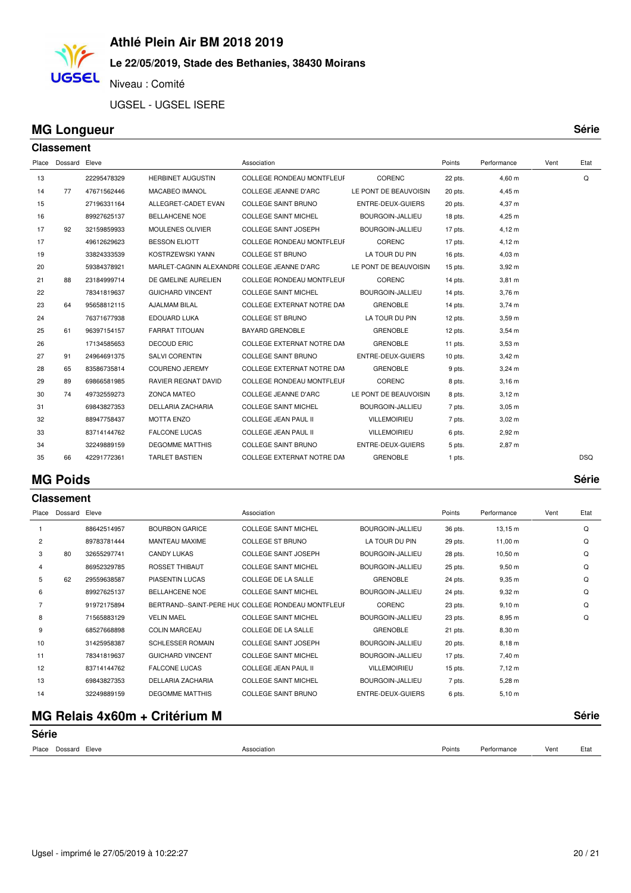# Athlé Plein Air BM 2018 2019

**Le 22/05/2019, Stade des Bethanies, 38430 Moirans**

Niveau : Comité

UGSEL - UGSEL ISERE

## MG Longueur

**Série**

### Classement

| Place | Dossard | Eleve | | Association | | Points | Performance | Vent | Etat |
|---|---|---|---|---|---|---|---|---|---|
| 13 | | 22295478329 | HERBINET AUGUSTIN | COLLEGE RONDEAU MONTFLEUI | CORENC | 22 pts. | 4,60 m | | Q |
| 14 | 77 | 47671562446 | MACABEO IMANOL | COLLEGE JEANNE D'ARC | LE PONT DE BEAUVOISIN | 20 pts. | 4,45 m | | |
| 15 | | 27196331164 | ALLEGRET-CADET EVAN | COLLEGE SAINT BRUNO | ENTRE-DEUX-GUIERS | 20 pts. | 4,37 m | | |
| 16 | | 89927625137 | BELLAHCENE NOE | COLLEGE SAINT MICHEL | BOURGOIN-JALLIEU | 18 pts. | 4,25 m | | |
| 17 | 92 | 32159859933 | MOULENES OLIVIER | COLLEGE SAINT JOSEPH | BOURGOIN-JALLIEU | 17 pts. | 4,12 m | | |
| 17 | | 49612629623 | BESSON ELIOTT | COLLEGE RONDEAU MONTFLEUI | CORENC | 17 pts. | 4,12 m | | |
| 19 | | 33824333539 | KOSTRZEWSKI YANN | COLLEGE ST BRUNO | LA TOUR DU PIN | 16 pts. | 4,03 m | | |
| 20 | | 59384378921 | MARLET-CAGNIN ALEXANDRI | COLLEGE JEANNE D'ARC | LE PONT DE BEAUVOISIN | 15 pts. | 3,92 m | | |
| 21 | 88 | 23184999714 | DE GMELINE AURELIEN | COLLEGE RONDEAU MONTFLEUI | CORENC | 14 pts. | 3,81 m | | |
| 22 | | 78341819637 | GUICHARD VINCENT | COLLEGE SAINT MICHEL | BOURGOIN-JALLIEU | 14 pts. | 3,76 m | | |
| 23 | 64 | 95658812115 | AJALMAM BILAL | COLLEGE EXTERNAT NOTRE DAI | GRENOBLE | 14 pts. | 3,74 m | | |
| 24 | | 76371677938 | EDOUARD LUKA | COLLEGE ST BRUNO | LA TOUR DU PIN | 12 pts. | 3,59 m | | |
| 25 | 61 | 96397154157 | FARRAT TITOUAN | BAYARD GRENOBLE | GRENOBLE | 12 pts. | 3,54 m | | |
| 26 | | 17134585653 | DECOUD ERIC | COLLEGE EXTERNAT NOTRE DAI | GRENOBLE | 11 pts. | 3,53 m | | |
| 27 | 91 | 24964691375 | SALVI CORENTIN | COLLEGE SAINT BRUNO | ENTRE-DEUX-GUIERS | 10 pts. | 3,42 m | | |
| 28 | 65 | 83586735814 | COURENO JEREMY | COLLEGE EXTERNAT NOTRE DAI | GRENOBLE | 9 pts. | 3,24 m | | |
| 29 | 89 | 69866581985 | RAVIER REGNAT DAVID | COLLEGE RONDEAU MONTFLEUI | CORENC | 8 pts. | 3,16 m | | |
| 30 | 74 | 49732559273 | ZONCA MATEO | COLLEGE JEANNE D'ARC | LE PONT DE BEAUVOISIN | 8 pts. | 3,12 m | | |
| 31 | | 69843827353 | DELLARIA ZACHARIA | COLLEGE SAINT MICHEL | BOURGOIN-JALLIEU | 7 pts. | 3,05 m | | |
| 32 | | 88947758437 | MOTTA ENZO | COLLEGE JEAN PAUL II | VILLEMOIRIEU | 7 pts. | 3,02 m | | |
| 33 | | 83714144762 | FALCONE LUCAS | COLLEGE JEAN PAUL II | VILLEMOIRIEU | 6 pts. | 2,92 m | | |
| 34 | | 32249889159 | DEGOMME MATTHIS | COLLEGE SAINT BRUNO | ENTRE-DEUX-GUIERS | 5 pts. | 2,87 m | | |
| 35 | 66 | 42291772361 | TARLET BASTIEN | COLLEGE EXTERNAT NOTRE DAI | GRENOBLE | 1 pts. | | | DSQ |

## MG Poids

**Série**

### Classement

| Place | Dossard | Eleve | | Association | | Points | Performance | Vent | Etat |
|---|---|---|---|---|---|---|---|---|---|
| 1 | | 88642514957 | BOURBON GARICE | COLLEGE SAINT MICHEL | BOURGOIN-JALLIEU | 36 pts. | 13,15 m | | Q |
| 2 | | 89783781444 | MANTEAU MAXIME | COLLEGE ST BRUNO | LA TOUR DU PIN | 29 pts. | 11,00 m | | Q |
| 3 | 80 | 32655297741 | CANDY LUKAS | COLLEGE SAINT JOSEPH | BOURGOIN-JALLIEU | 28 pts. | 10,50 m | | Q |
| 4 | | 86952329785 | ROSSET THIBAUT | COLLEGE SAINT MICHEL | BOURGOIN-JALLIEU | 25 pts. | 9,50 m | | Q |
| 5 | 62 | 29559638587 | PIASENTIN LUCAS | COLLEGE DE LA SALLE | GRENOBLE | 24 pts. | 9,35 m | | Q |
| 6 | | 89927625137 | BELLAHCENE NOE | COLLEGE SAINT MICHEL | BOURGOIN-JALLIEU | 24 pts. | 9,32 m | | Q |
| 7 | | 91972175894 | BERTRAND--SAINT-PERE HU( | COLLEGE RONDEAU MONTFLEUI | CORENC | 23 pts. | 9,10 m | | Q |
| 8 | | 71565883129 | VELIN MAEL | COLLEGE SAINT MICHEL | BOURGOIN-JALLIEU | 23 pts. | 8,95 m | | Q |
| 9 | | 68527668898 | COLIN MARCEAU | COLLEGE DE LA SALLE | GRENOBLE | 21 pts. | 8,30 m | | |
| 10 | | 31425958387 | SCHLESSER ROMAIN | COLLEGE SAINT JOSEPH | BOURGOIN-JALLIEU | 20 pts. | 8,18 m | | |
| 11 | | 78341819637 | GUICHARD VINCENT | COLLEGE SAINT MICHEL | BOURGOIN-JALLIEU | 17 pts. | 7,40 m | | |
| 12 | | 83714144762 | FALCONE LUCAS | COLLEGE JEAN PAUL II | VILLEMOIRIEU | 15 pts. | 7,12 m | | |
| 13 | | 69843827353 | DELLARIA ZACHARIA | COLLEGE SAINT MICHEL | BOURGOIN-JALLIEU | 7 pts. | 5,28 m | | |
| 14 | | 32249889159 | DEGOMME MATTHIS | COLLEGE SAINT BRUNO | ENTRE-DEUX-GUIERS | 6 pts. | 5,10 m | | |

## MG Relais 4x60m + Critérium M

**Série**

### Série

| Place | Dossard | Eleve | Association | Points | Performance | Vent | Etat |
|---|---|---|---|---|---|---|---|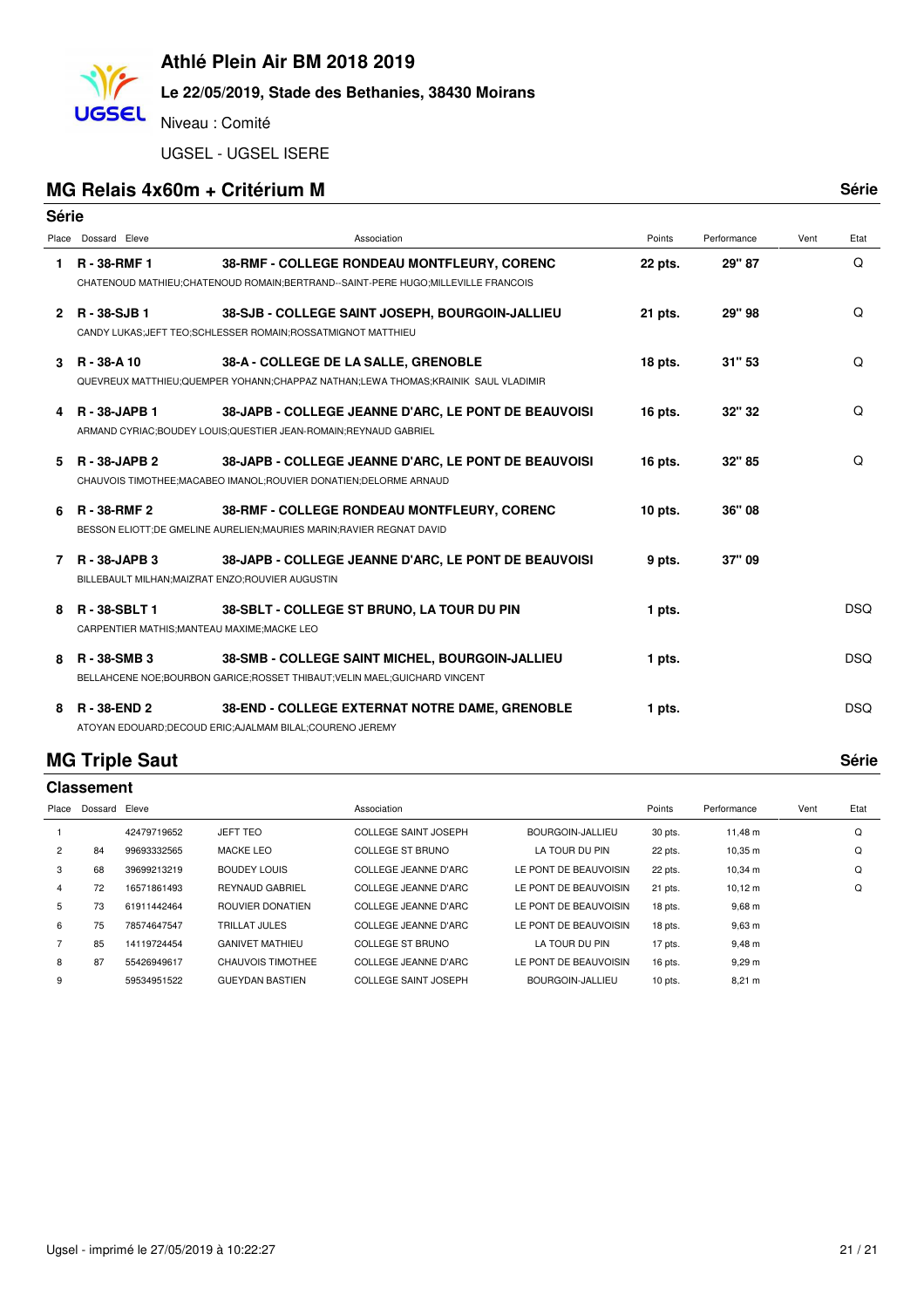# Athlé Plein Air BM 2018 2019

**Le 22/05/2019, Stade des Bethanies, 38430 Moirans**

Niveau : Comité

UGSEL - UGSEL ISERE

## MG Relais 4x60m + Critérium M

Série

### Série

| Place | Dossard | Eleve | Association | Points | Performance | Vent | Etat |
|---|---|---|---|---|---|---|---|
| **1** | **R - 38-RMF 1** | CHATENOUD MATHIEU;CHATENOUD ROMAIN;BERTRAND--SAINT-PERE HUGO;MILLEVILLE FRANCOIS | **38-RMF - COLLEGE RONDEAU MONTFLEURY, CORENC** | **22 pts.** | **29'' 87** | | Q |
| **2** | **R - 38-SJB 1** | CANDY LUKAS;JEFT TEO;SCHLESSER ROMAIN;ROSSATMIGNOT MATTHIEU | **38-SJB - COLLEGE SAINT JOSEPH, BOURGOIN-JALLIEU** | **21 pts.** | **29'' 98** | | Q |
| **3** | **R - 38-A 10** | QUEVREUX MATTHIEU;QUEMPER YOHANN;CHAPPAZ NATHAN;LEWA THOMAS;KRAINIK SAUL VLADIMIR | **38-A - COLLEGE DE LA SALLE, GRENOBLE** | **18 pts.** | **31'' 53** | | Q |
| **4** | **R - 38-JAPB 1** | ARMAND CYRIAC;BOUDEY LOUIS;QUESTIER JEAN-ROMAIN;REYNAUD GABRIEL | **38-JAPB - COLLEGE JEANNE D'ARC, LE PONT DE BEAUVOISI** | **16 pts.** | **32'' 32** | | Q |
| **5** | **R - 38-JAPB 2** | CHAUVOIS TIMOTHEE;MACABEO IMANOL;ROUVIER DONATIEN;DELORME ARNAUD | **38-JAPB - COLLEGE JEANNE D'ARC, LE PONT DE BEAUVOISI** | **16 pts.** | **32'' 85** | | Q |
| **6** | **R - 38-RMF 2** | BESSON ELIOTT;DE GMELINE AURELIEN;MAURIES MARIN;RAVIER REGNAT DAVID | **38-RMF - COLLEGE RONDEAU MONTFLEURY, CORENC** | **10 pts.** | **36'' 08** | | |
| **7** | **R - 38-JAPB 3** | BILLEBAULT MILHAN;MAIZRAT ENZO;ROUVIER AUGUSTIN | **38-JAPB - COLLEGE JEANNE D'ARC, LE PONT DE BEAUVOISI** | **9 pts.** | **37'' 09** | | |
| **8** | **R - 38-SBLT 1** | CARPENTIER MATHIS;MANTEAU MAXIME;MACKE LEO | **38-SBLT - COLLEGE ST BRUNO, LA TOUR DU PIN** | **1 pts.** | | | DSQ |
| **8** | **R - 38-SMB 3** | BELLAHCENE NOE;BOURBON GARICE;ROSSET THIBAUT;VELIN MAEL;GUICHARD VINCENT | **38-SMB - COLLEGE SAINT MICHEL, BOURGOIN-JALLIEU** | **1 pts.** | | | DSQ |
| **8** | **R - 38-END 2** | ATOYAN EDOUARD;DECOUD ERIC;AJALMAM BILAL;COURENO JEREMY | **38-END - COLLEGE EXTERNAT NOTRE DAME, GRENOBLE** | **1 pts.** | | | DSQ |

## MG Triple Saut

Série

### Classement

| Place | Dossard | | Eleve | Association | | Points | Performance | Vent | Etat |
|---|---|---|---|---|---|---|---|---|---|
| 1 | | 42479719652 | JEFT TEO | COLLEGE SAINT JOSEPH | BOURGOIN-JALLIEU | 30 pts. | 11,48 m | | Q |
| 2 | 84 | 99693332565 | MACKE LEO | COLLEGE ST BRUNO | LA TOUR DU PIN | 22 pts. | 10,35 m | | Q |
| 3 | 68 | 39699213219 | BOUDEY LOUIS | COLLEGE JEANNE D'ARC | LE PONT DE BEAUVOISIN | 22 pts. | 10,34 m | | Q |
| 4 | 72 | 16571861493 | REYNAUD GABRIEL | COLLEGE JEANNE D'ARC | LE PONT DE BEAUVOISIN | 21 pts. | 10,12 m | | Q |
| 5 | 73 | 61911442464 | ROUVIER DONATIEN | COLLEGE JEANNE D'ARC | LE PONT DE BEAUVOISIN | 18 pts. | 9,68 m | | |
| 6 | 75 | 78574647547 | TRILLAT JULES | COLLEGE JEANNE D'ARC | LE PONT DE BEAUVOISIN | 18 pts. | 9,63 m | | |
| 7 | 85 | 14119724454 | GANIVET MATHIEU | COLLEGE ST BRUNO | LA TOUR DU PIN | 17 pts. | 9,48 m | | |
| 8 | 87 | 55426949617 | CHAUVOIS TIMOTHEE | COLLEGE JEANNE D'ARC | LE PONT DE BEAUVOISIN | 16 pts. | 9,29 m | | |
| 9 | | 59534951522 | GUEYDAN BASTIEN | COLLEGE SAINT JOSEPH | BOURGOIN-JALLIEU | 10 pts. | 8,21 m | | |

Ugsel - imprimé le 27/05/2019 à 10:22:27